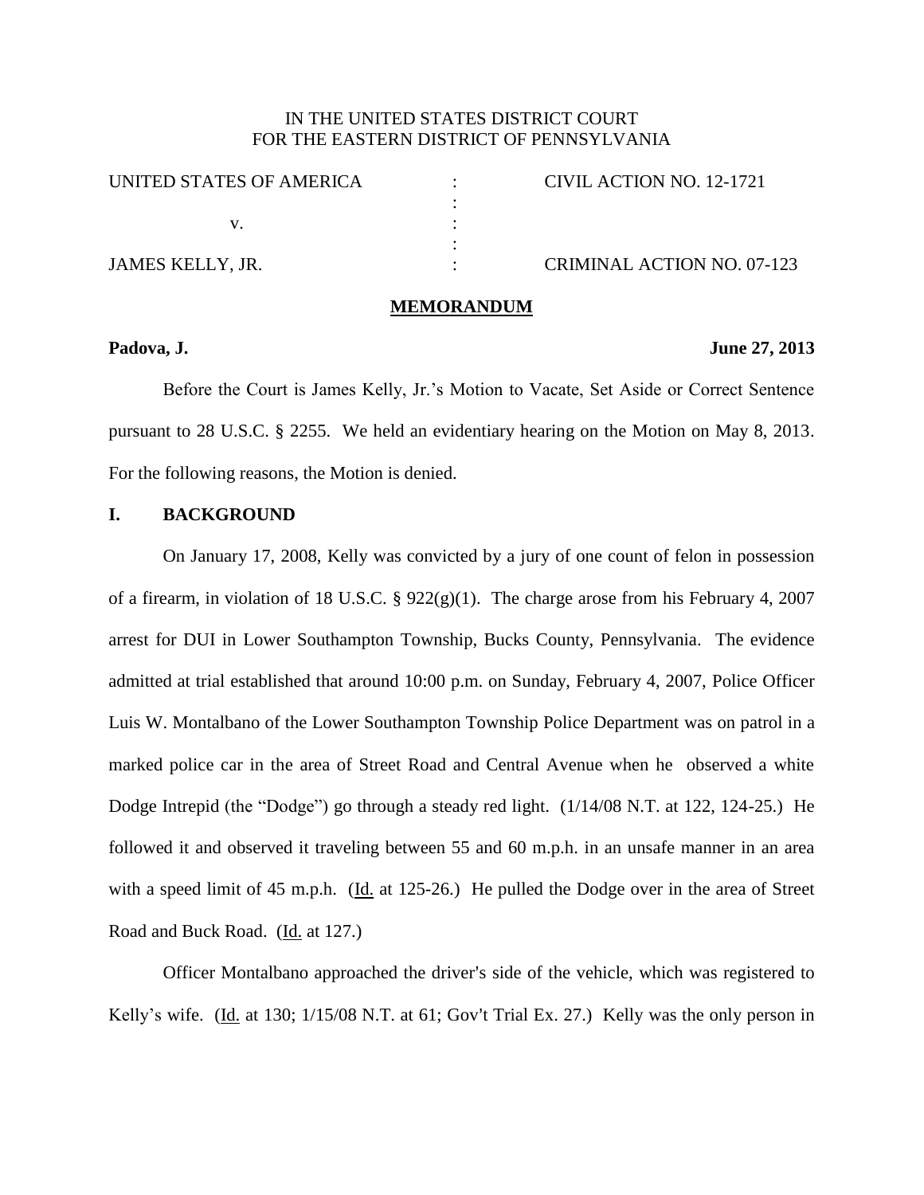IN THE UNITED STATES DISTRICT COURT
FOR THE EASTERN DISTRICT OF PENNSYLVANIA

| | | |
|---|---|---|
| UNITED STATES OF AMERICA | : | CIVIL ACTION NO. 12-1721 |
| | : | |
| v. | : | |
| | : | |
| JAMES KELLY, JR. | : | CRIMINAL ACTION NO. 07-123 |

## MEMORANDUM

**Padova, J.** **June 27, 2013**

Before the Court is James Kelly, Jr.'s Motion to Vacate, Set Aside or Correct Sentence pursuant to 28 U.S.C. § 2255. We held an evidentiary hearing on the Motion on May 8, 2013. For the following reasons, the Motion is denied.

## I. BACKGROUND

On January 17, 2008, Kelly was convicted by a jury of one count of felon in possession of a firearm, in violation of 18 U.S.C. § 922(g)(1). The charge arose from his February 4, 2007 arrest for DUI in Lower Southampton Township, Bucks County, Pennsylvania. The evidence admitted at trial established that around 10:00 p.m. on Sunday, February 4, 2007, Police Officer Luis W. Montalbano of the Lower Southampton Township Police Department was on patrol in a marked police car in the area of Street Road and Central Avenue when he observed a white Dodge Intrepid (the "Dodge") go through a steady red light. (1/14/08 N.T. at 122, 124-25.) He followed it and observed it traveling between 55 and 60 m.p.h. in an unsafe manner in an area with a speed limit of 45 m.p.h. (Id. at 125-26.) He pulled the Dodge over in the area of Street Road and Buck Road. (Id. at 127.)

Officer Montalbano approached the driver's side of the vehicle, which was registered to Kelly's wife. (Id. at 130; 1/15/08 N.T. at 61; Gov't Trial Ex. 27.) Kelly was the only person in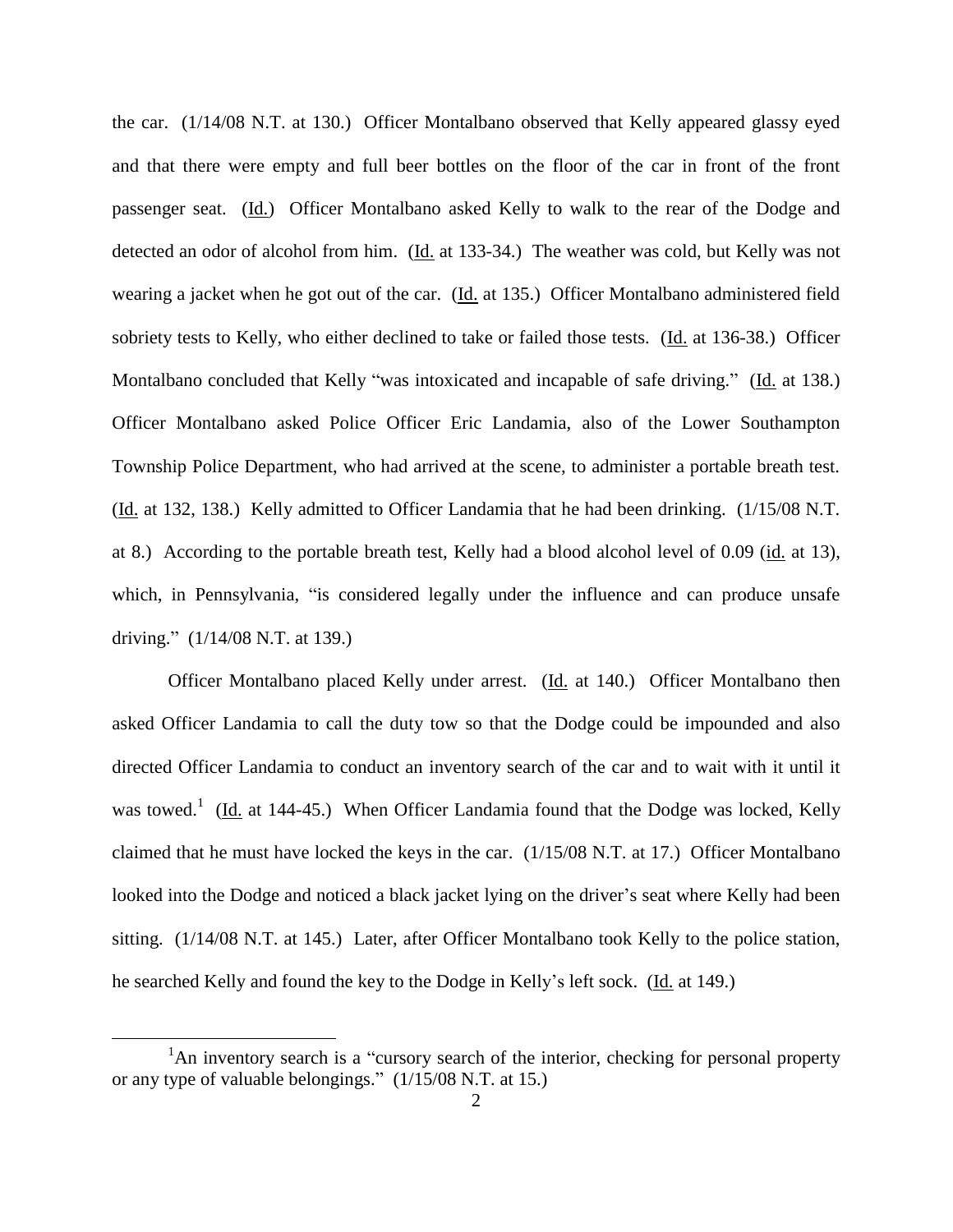the car. (1/14/08 N.T. at 130.) Officer Montalbano observed that Kelly appeared glassy eyed and that there were empty and full beer bottles on the floor of the car in front of the front passenger seat. (Id.) Officer Montalbano asked Kelly to walk to the rear of the Dodge and detected an odor of alcohol from him. (Id. at 133-34.) The weather was cold, but Kelly was not wearing a jacket when he got out of the car. (Id. at 135.) Officer Montalbano administered field sobriety tests to Kelly, who either declined to take or failed those tests. (Id. at 136-38.) Officer Montalbano concluded that Kelly "was intoxicated and incapable of safe driving." (Id. at 138.) Officer Montalbano asked Police Officer Eric Landamia, also of the Lower Southampton Township Police Department, who had arrived at the scene, to administer a portable breath test. (Id. at 132, 138.) Kelly admitted to Officer Landamia that he had been drinking. (1/15/08 N.T. at 8.) According to the portable breath test, Kelly had a blood alcohol level of 0.09 (id. at 13), which, in Pennsylvania, "is considered legally under the influence and can produce unsafe driving." (1/14/08 N.T. at 139.)

Officer Montalbano placed Kelly under arrest. (Id. at 140.) Officer Montalbano then asked Officer Landamia to call the duty tow so that the Dodge could be impounded and also directed Officer Landamia to conduct an inventory search of the car and to wait with it until it was towed.[1] (Id. at 144-45.) When Officer Landamia found that the Dodge was locked, Kelly claimed that he must have locked the keys in the car. (1/15/08 N.T. at 17.) Officer Montalbano looked into the Dodge and noticed a black jacket lying on the driver's seat where Kelly had been sitting. (1/14/08 N.T. at 145.) Later, after Officer Montalbano took Kelly to the police station, he searched Kelly and found the key to the Dodge in Kelly's left sock. (Id. at 149.)

[1] An inventory search is a "cursory search of the interior, checking for personal property or any type of valuable belongings." (1/15/08 N.T. at 15.)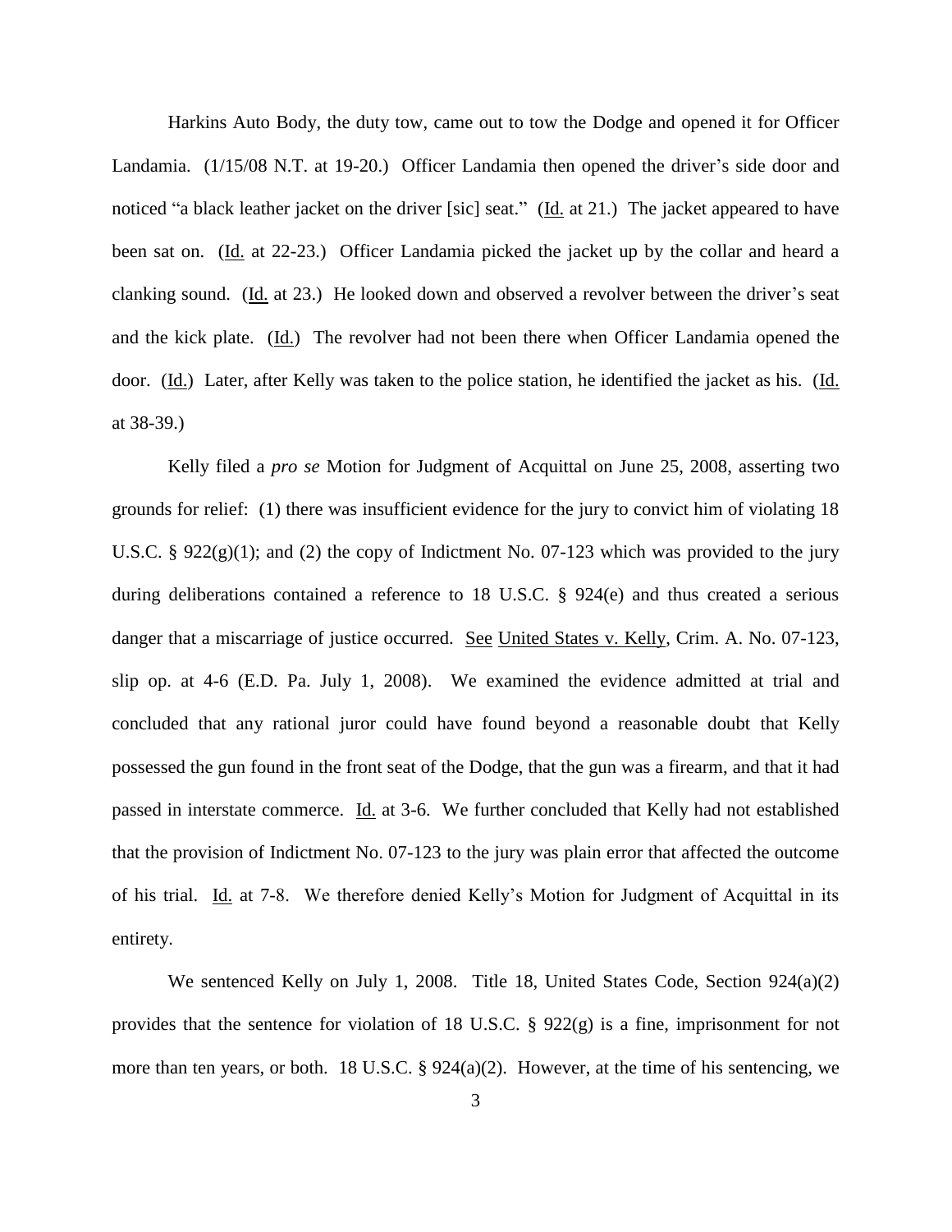Harkins Auto Body, the duty tow, came out to tow the Dodge and opened it for Officer Landamia. (1/15/08 N.T. at 19-20.) Officer Landamia then opened the driver's side door and noticed "a black leather jacket on the driver [sic] seat." (Id. at 21.) The jacket appeared to have been sat on. (Id. at 22-23.) Officer Landamia picked the jacket up by the collar and heard a clanking sound. (Id. at 23.) He looked down and observed a revolver between the driver's seat and the kick plate. (Id.) The revolver had not been there when Officer Landamia opened the door. (Id.) Later, after Kelly was taken to the police station, he identified the jacket as his. (Id. at 38-39.)

Kelly filed a *pro se* Motion for Judgment of Acquittal on June 25, 2008, asserting two grounds for relief: (1) there was insufficient evidence for the jury to convict him of violating 18 U.S.C. § 922(g)(1); and (2) the copy of Indictment No. 07-123 which was provided to the jury during deliberations contained a reference to 18 U.S.C. § 924(e) and thus created a serious danger that a miscarriage of justice occurred. See United States v. Kelly, Crim. A. No. 07-123, slip op. at 4-6 (E.D. Pa. July 1, 2008). We examined the evidence admitted at trial and concluded that any rational juror could have found beyond a reasonable doubt that Kelly possessed the gun found in the front seat of the Dodge, that the gun was a firearm, and that it had passed in interstate commerce. Id. at 3-6. We further concluded that Kelly had not established that the provision of Indictment No. 07-123 to the jury was plain error that affected the outcome of his trial. Id. at 7-8. We therefore denied Kelly's Motion for Judgment of Acquittal in its entirety.

We sentenced Kelly on July 1, 2008. Title 18, United States Code, Section 924(a)(2) provides that the sentence for violation of 18 U.S.C. § 922(g) is a fine, imprisonment for not more than ten years, or both. 18 U.S.C. § 924(a)(2). However, at the time of his sentencing, we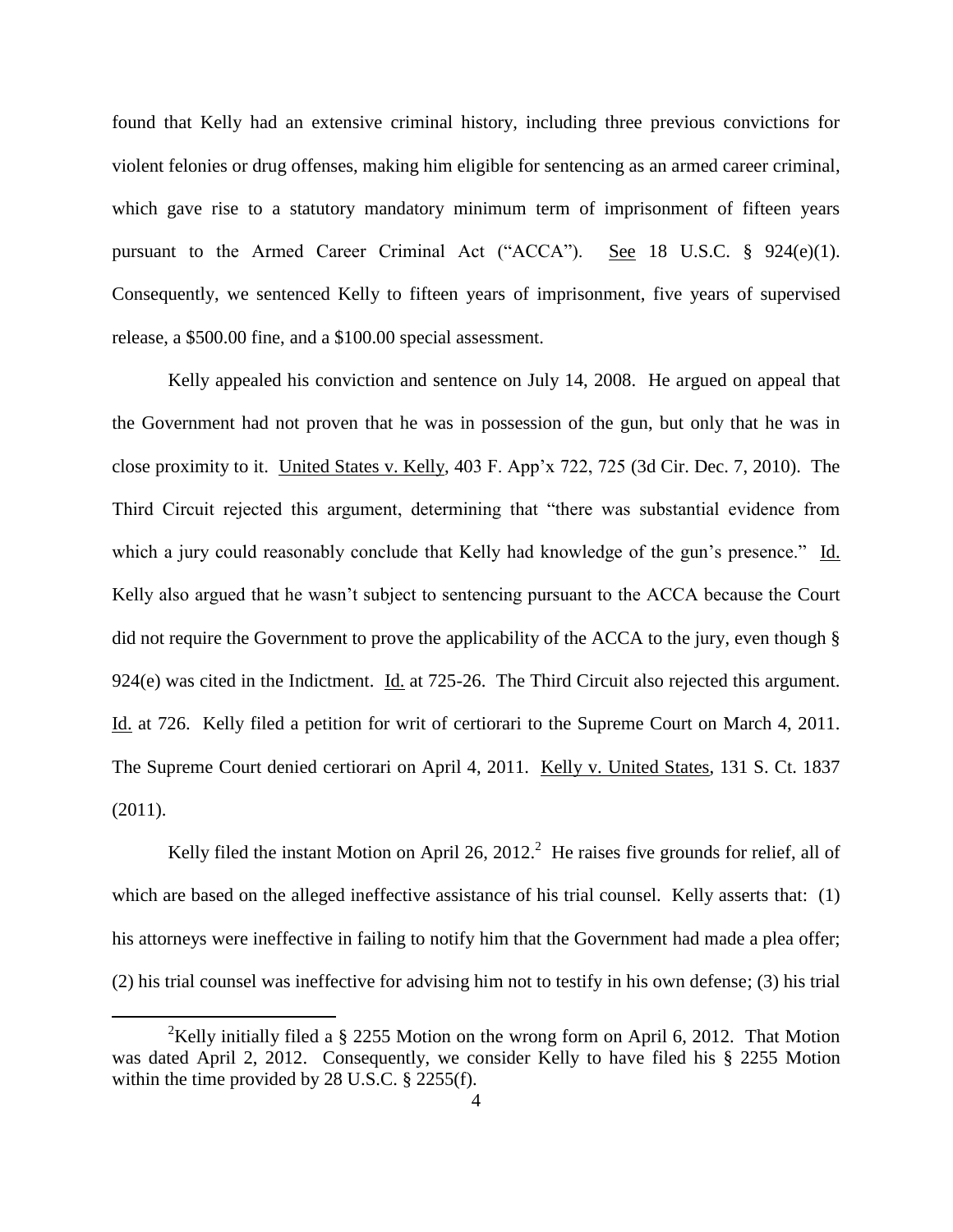found that Kelly had an extensive criminal history, including three previous convictions for violent felonies or drug offenses, making him eligible for sentencing as an armed career criminal, which gave rise to a statutory mandatory minimum term of imprisonment of fifteen years pursuant to the Armed Career Criminal Act ("ACCA"). See 18 U.S.C. § 924(e)(1). Consequently, we sentenced Kelly to fifteen years of imprisonment, five years of supervised release, a $500.00 fine, and a $100.00 special assessment.

Kelly appealed his conviction and sentence on July 14, 2008. He argued on appeal that the Government had not proven that he was in possession of the gun, but only that he was in close proximity to it. United States v. Kelly, 403 F. App'x 722, 725 (3d Cir. Dec. 7, 2010). The Third Circuit rejected this argument, determining that "there was substantial evidence from which a jury could reasonably conclude that Kelly had knowledge of the gun's presence." Id. Kelly also argued that he wasn't subject to sentencing pursuant to the ACCA because the Court did not require the Government to prove the applicability of the ACCA to the jury, even though § 924(e) was cited in the Indictment. Id. at 725-26. The Third Circuit also rejected this argument. Id. at 726. Kelly filed a petition for writ of certiorari to the Supreme Court on March 4, 2011. The Supreme Court denied certiorari on April 4, 2011. Kelly v. United States, 131 S. Ct. 1837 (2011).

Kelly filed the instant Motion on April 26, 2012.[2] He raises five grounds for relief, all of which are based on the alleged ineffective assistance of his trial counsel. Kelly asserts that: (1) his attorneys were ineffective in failing to notify him that the Government had made a plea offer; (2) his trial counsel was ineffective for advising him not to testify in his own defense; (3) his trial

[2] Kelly initially filed a § 2255 Motion on the wrong form on April 6, 2012. That Motion was dated April 2, 2012. Consequently, we consider Kelly to have filed his § 2255 Motion within the time provided by 28 U.S.C. § 2255(f).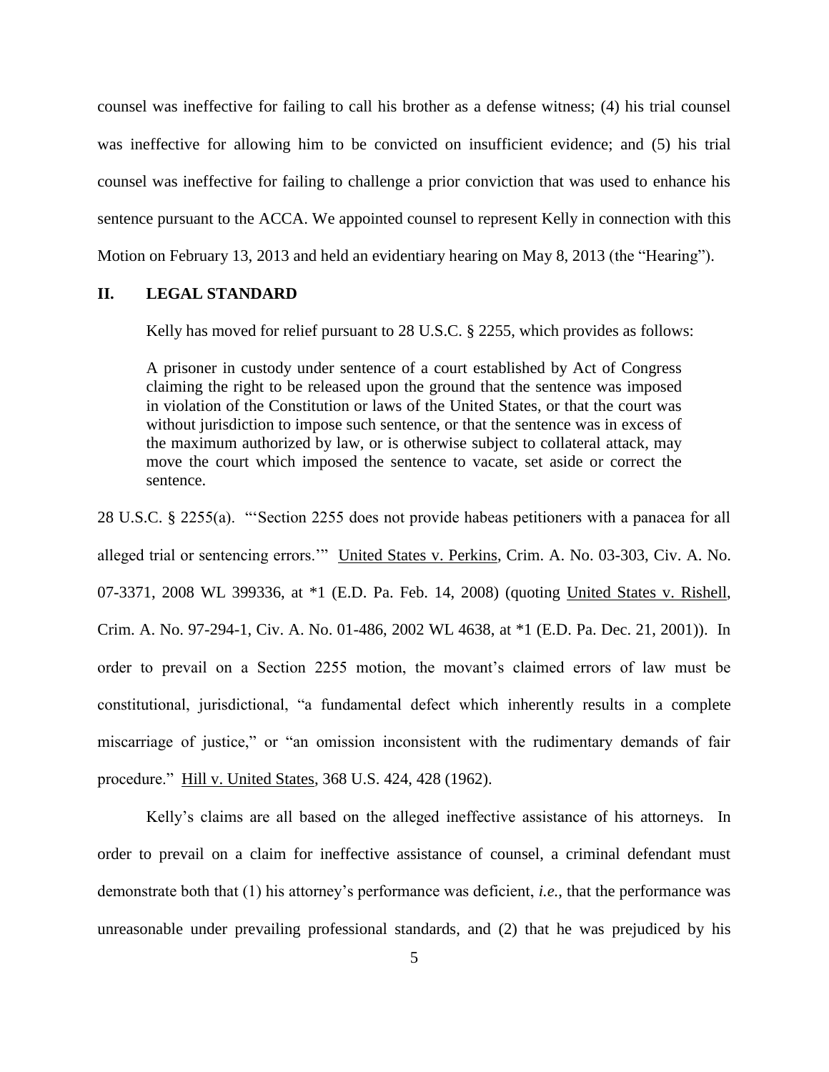counsel was ineffective for failing to call his brother as a defense witness; (4) his trial counsel was ineffective for allowing him to be convicted on insufficient evidence; and (5) his trial counsel was ineffective for failing to challenge a prior conviction that was used to enhance his sentence pursuant to the ACCA. We appointed counsel to represent Kelly in connection with this Motion on February 13, 2013 and held an evidentiary hearing on May 8, 2013 (the "Hearing").

## II. LEGAL STANDARD

Kelly has moved for relief pursuant to 28 U.S.C. § 2255, which provides as follows:

> A prisoner in custody under sentence of a court established by Act of Congress claiming the right to be released upon the ground that the sentence was imposed in violation of the Constitution or laws of the United States, or that the court was without jurisdiction to impose such sentence, or that the sentence was in excess of the maximum authorized by law, or is otherwise subject to collateral attack, may move the court which imposed the sentence to vacate, set aside or correct the sentence.

28 U.S.C. § 2255(a). "'Section 2255 does not provide habeas petitioners with a panacea for all alleged trial or sentencing errors.'" United States v. Perkins, Crim. A. No. 03-303, Civ. A. No. 07-3371, 2008 WL 399336, at *1 (E.D. Pa. Feb. 14, 2008) (quoting United States v. Rishell, Crim. A. No. 97-294-1, Civ. A. No. 01-486, 2002 WL 4638, at *1 (E.D. Pa. Dec. 21, 2001)). In order to prevail on a Section 2255 motion, the movant's claimed errors of law must be constitutional, jurisdictional, "a fundamental defect which inherently results in a complete miscarriage of justice," or "an omission inconsistent with the rudimentary demands of fair procedure." Hill v. United States, 368 U.S. 424, 428 (1962).

Kelly's claims are all based on the alleged ineffective assistance of his attorneys. In order to prevail on a claim for ineffective assistance of counsel, a criminal defendant must demonstrate both that (1) his attorney's performance was deficient, *i.e.*, that the performance was unreasonable under prevailing professional standards, and (2) that he was prejudiced by his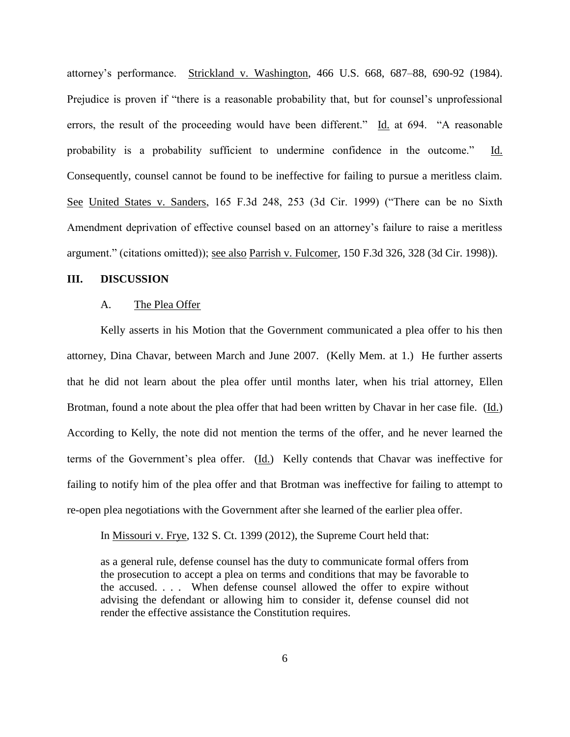attorney's performance. Strickland v. Washington, 466 U.S. 668, 687–88, 690-92 (1984). Prejudice is proven if "there is a reasonable probability that, but for counsel's unprofessional errors, the result of the proceeding would have been different." Id. at 694. "A reasonable probability is a probability sufficient to undermine confidence in the outcome." Id. Consequently, counsel cannot be found to be ineffective for failing to pursue a meritless claim. See United States v. Sanders, 165 F.3d 248, 253 (3d Cir. 1999) ("There can be no Sixth Amendment deprivation of effective counsel based on an attorney's failure to raise a meritless argument." (citations omitted)); see also Parrish v. Fulcomer, 150 F.3d 326, 328 (3d Cir. 1998)).

## III. DISCUSSION

### A. The Plea Offer

Kelly asserts in his Motion that the Government communicated a plea offer to his then attorney, Dina Chavar, between March and June 2007. (Kelly Mem. at 1.) He further asserts that he did not learn about the plea offer until months later, when his trial attorney, Ellen Brotman, found a note about the plea offer that had been written by Chavar in her case file. (Id.) According to Kelly, the note did not mention the terms of the offer, and he never learned the terms of the Government's plea offer. (Id.) Kelly contends that Chavar was ineffective for failing to notify him of the plea offer and that Brotman was ineffective for failing to attempt to re-open plea negotiations with the Government after she learned of the earlier plea offer.

In Missouri v. Frye, 132 S. Ct. 1399 (2012), the Supreme Court held that:

> as a general rule, defense counsel has the duty to communicate formal offers from the prosecution to accept a plea on terms and conditions that may be favorable to the accused. . . . When defense counsel allowed the offer to expire without advising the defendant or allowing him to consider it, defense counsel did not render the effective assistance the Constitution requires.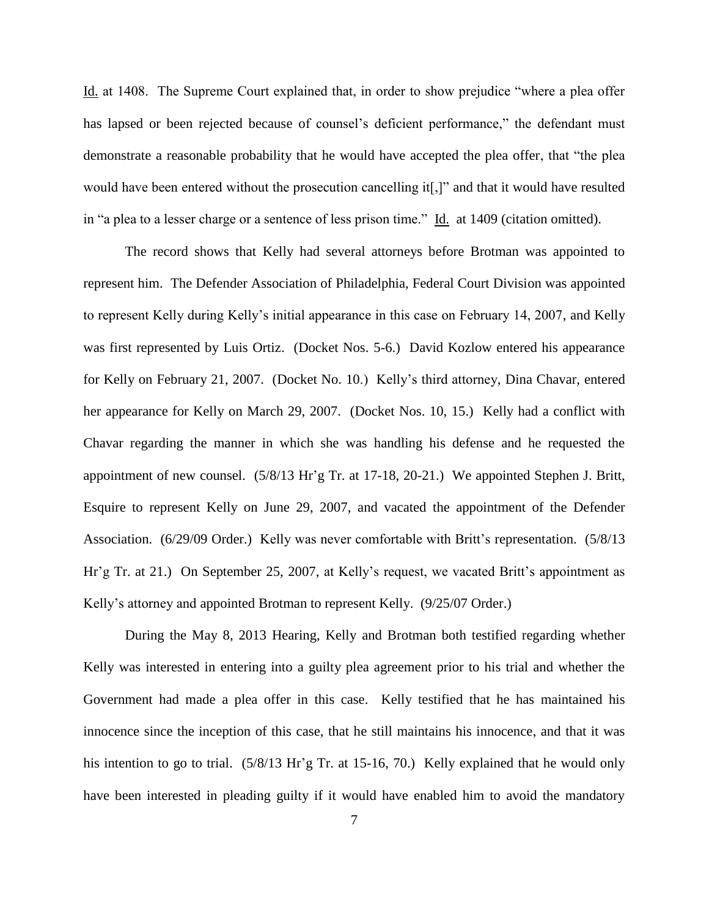Id. at 1408. The Supreme Court explained that, in order to show prejudice "where a plea offer has lapsed or been rejected because of counsel's deficient performance," the defendant must demonstrate a reasonable probability that he would have accepted the plea offer, that "the plea would have been entered without the prosecution cancelling it[,]" and that it would have resulted in "a plea to a lesser charge or a sentence of less prison time." Id. at 1409 (citation omitted).

The record shows that Kelly had several attorneys before Brotman was appointed to represent him. The Defender Association of Philadelphia, Federal Court Division was appointed to represent Kelly during Kelly's initial appearance in this case on February 14, 2007, and Kelly was first represented by Luis Ortiz. (Docket Nos. 5-6.) David Kozlow entered his appearance for Kelly on February 21, 2007. (Docket No. 10.) Kelly's third attorney, Dina Chavar, entered her appearance for Kelly on March 29, 2007. (Docket Nos. 10, 15.) Kelly had a conflict with Chavar regarding the manner in which she was handling his defense and he requested the appointment of new counsel. (5/8/13 Hr'g Tr. at 17-18, 20-21.) We appointed Stephen J. Britt, Esquire to represent Kelly on June 29, 2007, and vacated the appointment of the Defender Association. (6/29/09 Order.) Kelly was never comfortable with Britt's representation. (5/8/13 Hr'g Tr. at 21.) On September 25, 2007, at Kelly's request, we vacated Britt's appointment as Kelly's attorney and appointed Brotman to represent Kelly. (9/25/07 Order.)

During the May 8, 2013 Hearing, Kelly and Brotman both testified regarding whether Kelly was interested in entering into a guilty plea agreement prior to his trial and whether the Government had made a plea offer in this case. Kelly testified that he has maintained his innocence since the inception of this case, that he still maintains his innocence, and that it was his intention to go to trial. (5/8/13 Hr'g Tr. at 15-16, 70.) Kelly explained that he would only have been interested in pleading guilty if it would have enabled him to avoid the mandatory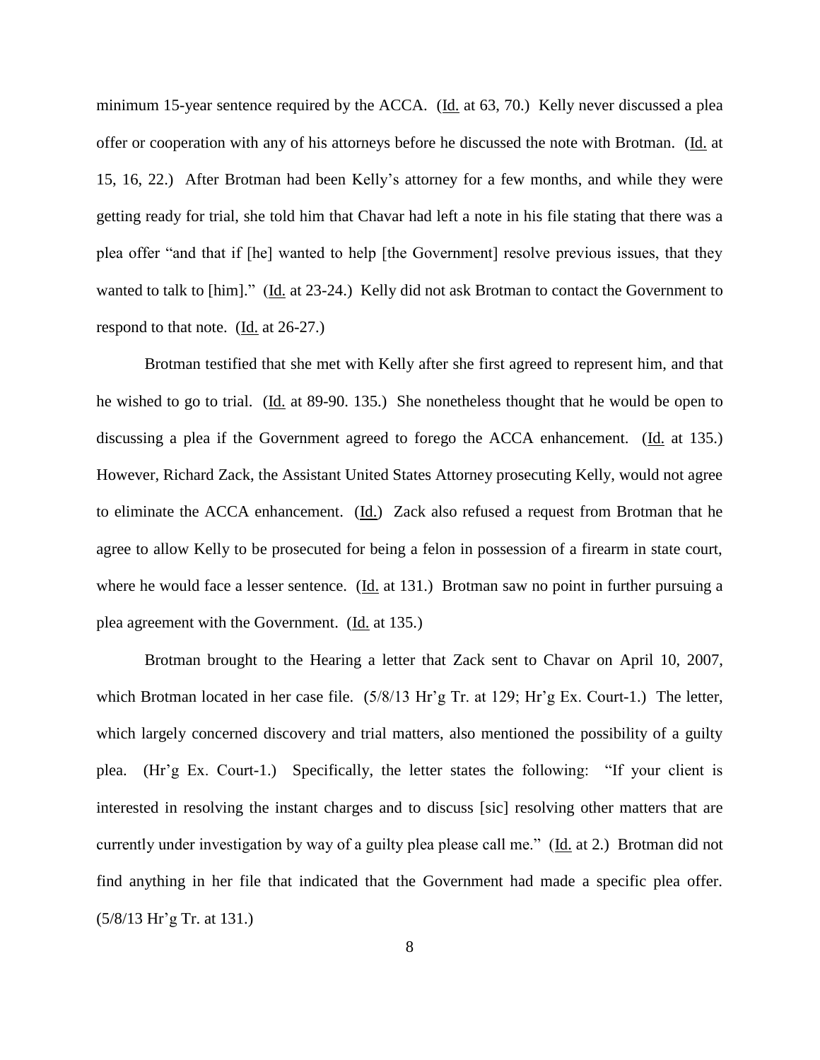minimum 15-year sentence required by the ACCA. (Id. at 63, 70.) Kelly never discussed a plea offer or cooperation with any of his attorneys before he discussed the note with Brotman. (Id. at 15, 16, 22.) After Brotman had been Kelly's attorney for a few months, and while they were getting ready for trial, she told him that Chavar had left a note in his file stating that there was a plea offer "and that if [he] wanted to help [the Government] resolve previous issues, that they wanted to talk to [him]." (Id. at 23-24.) Kelly did not ask Brotman to contact the Government to respond to that note. (Id. at 26-27.)

Brotman testified that she met with Kelly after she first agreed to represent him, and that he wished to go to trial. (Id. at 89-90. 135.) She nonetheless thought that he would be open to discussing a plea if the Government agreed to forego the ACCA enhancement. (Id. at 135.) However, Richard Zack, the Assistant United States Attorney prosecuting Kelly, would not agree to eliminate the ACCA enhancement. (Id.) Zack also refused a request from Brotman that he agree to allow Kelly to be prosecuted for being a felon in possession of a firearm in state court, where he would face a lesser sentence. (Id. at 131.) Brotman saw no point in further pursuing a plea agreement with the Government. (Id. at 135.)

Brotman brought to the Hearing a letter that Zack sent to Chavar on April 10, 2007, which Brotman located in her case file. (5/8/13 Hr'g Tr. at 129; Hr'g Ex. Court-1.) The letter, which largely concerned discovery and trial matters, also mentioned the possibility of a guilty plea. (Hr'g Ex. Court-1.) Specifically, the letter states the following: "If your client is interested in resolving the instant charges and to discuss [sic] resolving other matters that are currently under investigation by way of a guilty plea please call me." (Id. at 2.) Brotman did not find anything in her file that indicated that the Government had made a specific plea offer. (5/8/13 Hr'g Tr. at 131.)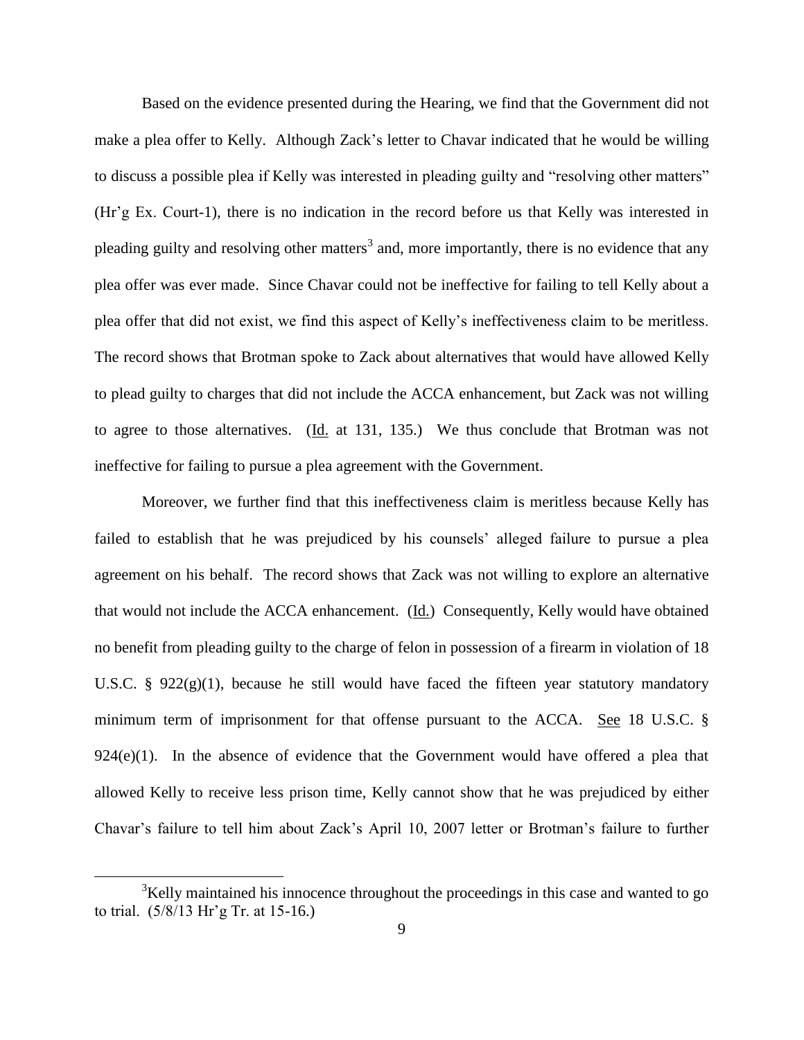Based on the evidence presented during the Hearing, we find that the Government did not make a plea offer to Kelly. Although Zack's letter to Chavar indicated that he would be willing to discuss a possible plea if Kelly was interested in pleading guilty and "resolving other matters" (Hr'g Ex. Court-1), there is no indication in the record before us that Kelly was interested in pleading guilty and resolving other matters[3] and, more importantly, there is no evidence that any plea offer was ever made. Since Chavar could not be ineffective for failing to tell Kelly about a plea offer that did not exist, we find this aspect of Kelly's ineffectiveness claim to be meritless. The record shows that Brotman spoke to Zack about alternatives that would have allowed Kelly to plead guilty to charges that did not include the ACCA enhancement, but Zack was not willing to agree to those alternatives. (Id. at 131, 135.) We thus conclude that Brotman was not ineffective for failing to pursue a plea agreement with the Government.

Moreover, we further find that this ineffectiveness claim is meritless because Kelly has failed to establish that he was prejudiced by his counsels' alleged failure to pursue a plea agreement on his behalf. The record shows that Zack was not willing to explore an alternative that would not include the ACCA enhancement. (Id.) Consequently, Kelly would have obtained no benefit from pleading guilty to the charge of felon in possession of a firearm in violation of 18 U.S.C. § 922(g)(1), because he still would have faced the fifteen year statutory mandatory minimum term of imprisonment for that offense pursuant to the ACCA. See 18 U.S.C. § 924(e)(1). In the absence of evidence that the Government would have offered a plea that allowed Kelly to receive less prison time, Kelly cannot show that he was prejudiced by either Chavar's failure to tell him about Zack's April 10, 2007 letter or Brotman's failure to further

[3]Kelly maintained his innocence throughout the proceedings in this case and wanted to go to trial. (5/8/13 Hr'g Tr. at 15-16.)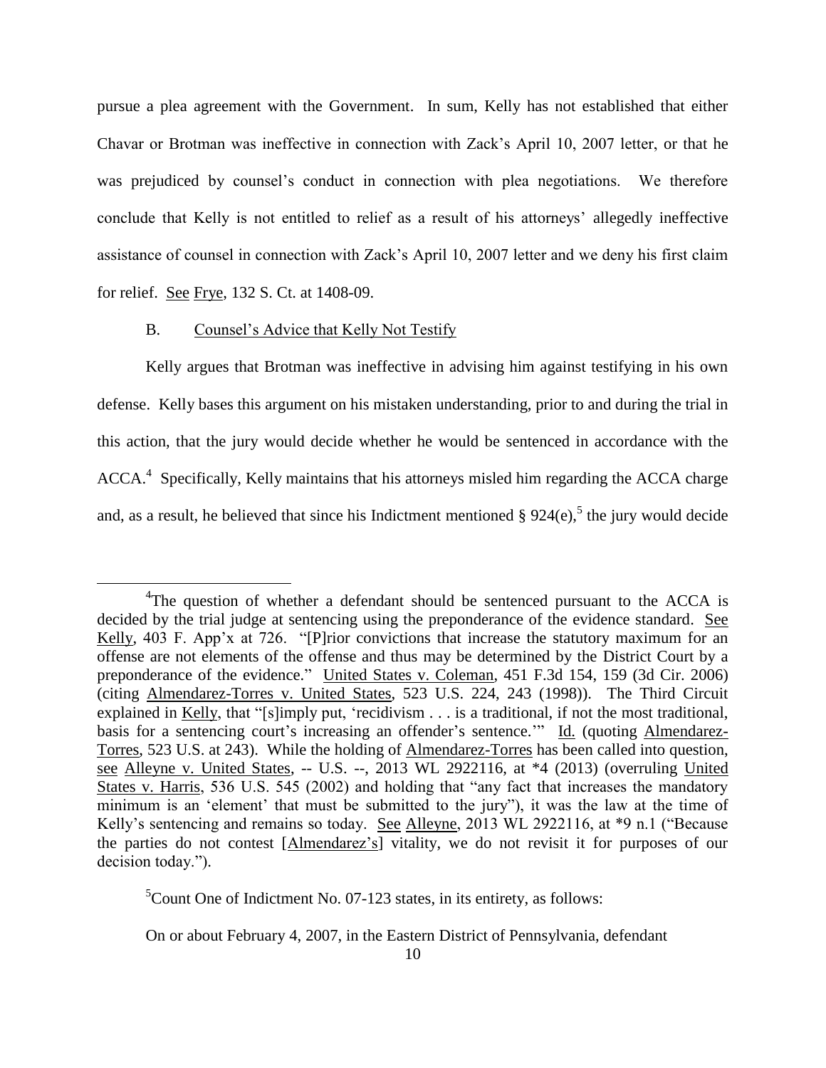pursue a plea agreement with the Government. In sum, Kelly has not established that either Chavar or Brotman was ineffective in connection with Zack's April 10, 2007 letter, or that he was prejudiced by counsel's conduct in connection with plea negotiations. We therefore conclude that Kelly is not entitled to relief as a result of his attorneys' allegedly ineffective assistance of counsel in connection with Zack's April 10, 2007 letter and we deny his first claim for relief. See Frye, 132 S. Ct. at 1408-09.

B. Counsel's Advice that Kelly Not Testify

Kelly argues that Brotman was ineffective in advising him against testifying in his own defense. Kelly bases this argument on his mistaken understanding, prior to and during the trial in this action, that the jury would decide whether he would be sentenced in accordance with the ACCA.[4] Specifically, Kelly maintains that his attorneys misled him regarding the ACCA charge and, as a result, he believed that since his Indictment mentioned § 924(e),[5] the jury would decide

---

[4]The question of whether a defendant should be sentenced pursuant to the ACCA is decided by the trial judge at sentencing using the preponderance of the evidence standard. See Kelly, 403 F. App'x at 726. "[P]rior convictions that increase the statutory maximum for an offense are not elements of the offense and thus may be determined by the District Court by a preponderance of the evidence." United States v. Coleman, 451 F.3d 154, 159 (3d Cir. 2006) (citing Almendarez-Torres v. United States, 523 U.S. 224, 243 (1998)). The Third Circuit explained in Kelly, that "[s]imply put, 'recidivism . . . is a traditional, if not the most traditional, basis for a sentencing court's increasing an offender's sentence.'" Id. (quoting Almendarez-Torres, 523 U.S. at 243). While the holding of Almendarez-Torres has been called into question, see Alleyne v. United States, -- U.S. --, 2013 WL 2922116, at *4 (2013) (overruling United States v. Harris, 536 U.S. 545 (2002) and holding that "any fact that increases the mandatory minimum is an 'element' that must be submitted to the jury"), it was the law at the time of Kelly's sentencing and remains so today. See Alleyne, 2013 WL 2922116, at *9 n.1 ("Because the parties do not contest [Almendarez's] vitality, we do not revisit it for purposes of our decision today.").

[5]Count One of Indictment No. 07-123 states, in its entirety, as follows:

On or about February 4, 2007, in the Eastern District of Pennsylvania, defendant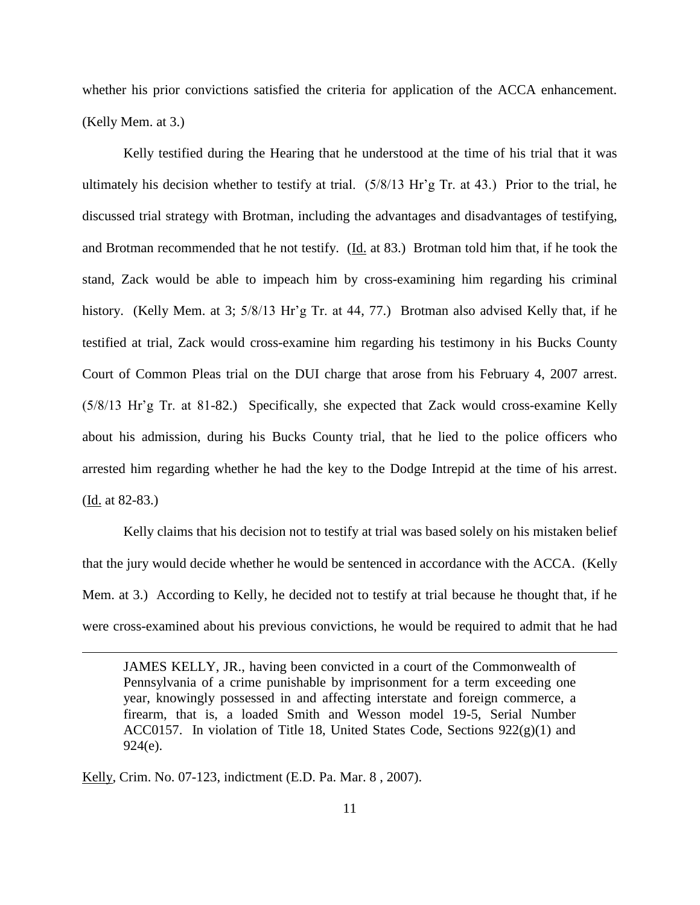whether his prior convictions satisfied the criteria for application of the ACCA enhancement. (Kelly Mem. at 3.)

Kelly testified during the Hearing that he understood at the time of his trial that it was ultimately his decision whether to testify at trial. (5/8/13 Hr'g Tr. at 43.) Prior to the trial, he discussed trial strategy with Brotman, including the advantages and disadvantages of testifying, and Brotman recommended that he not testify. (Id. at 83.) Brotman told him that, if he took the stand, Zack would be able to impeach him by cross-examining him regarding his criminal history. (Kelly Mem. at 3; 5/8/13 Hr'g Tr. at 44, 77.) Brotman also advised Kelly that, if he testified at trial, Zack would cross-examine him regarding his testimony in his Bucks County Court of Common Pleas trial on the DUI charge that arose from his February 4, 2007 arrest. (5/8/13 Hr'g Tr. at 81-82.) Specifically, she expected that Zack would cross-examine Kelly about his admission, during his Bucks County trial, that he lied to the police officers who arrested him regarding whether he had the key to the Dodge Intrepid at the time of his arrest. (Id. at 82-83.)

Kelly claims that his decision not to testify at trial was based solely on his mistaken belief that the jury would decide whether he would be sentenced in accordance with the ACCA. (Kelly Mem. at 3.) According to Kelly, he decided not to testify at trial because he thought that, if he were cross-examined about his previous convictions, he would be required to admit that he had

---

> JAMES KELLY, JR., having been convicted in a court of the Commonwealth of Pennsylvania of a crime punishable by imprisonment for a term exceeding one year, knowingly possessed in and affecting interstate and foreign commerce, a firearm, that is, a loaded Smith and Wesson model 19-5, Serial Number ACC0157. In violation of Title 18, United States Code, Sections 922(g)(1) and 924(e).

Kelly, Crim. No. 07-123, indictment (E.D. Pa. Mar. 8 , 2007).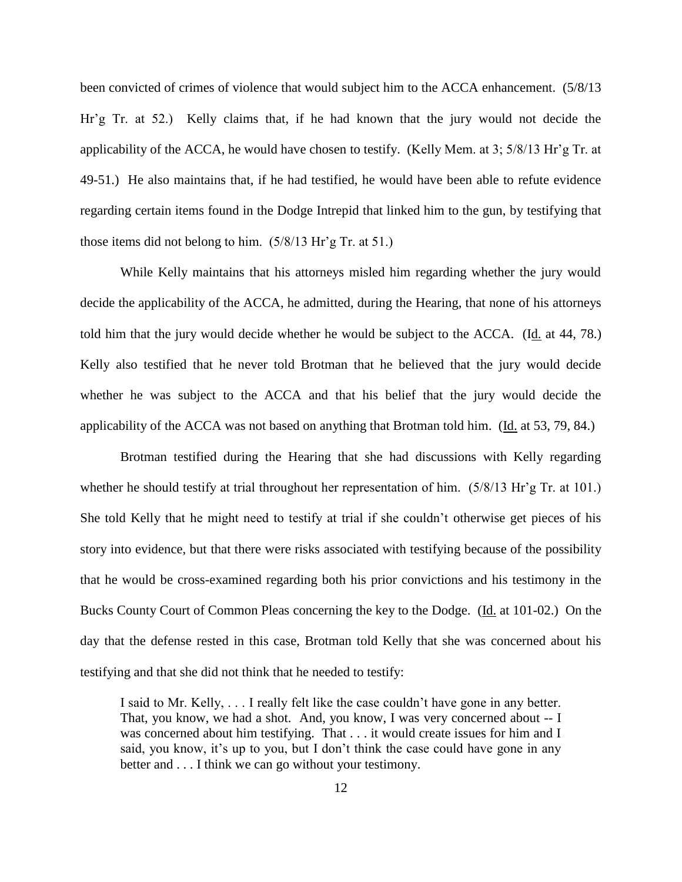been convicted of crimes of violence that would subject him to the ACCA enhancement. (5/8/13 Hr'g Tr. at 52.) Kelly claims that, if he had known that the jury would not decide the applicability of the ACCA, he would have chosen to testify. (Kelly Mem. at 3; 5/8/13 Hr'g Tr. at 49-51.) He also maintains that, if he had testified, he would have been able to refute evidence regarding certain items found in the Dodge Intrepid that linked him to the gun, by testifying that those items did not belong to him. (5/8/13 Hr'g Tr. at 51.)

While Kelly maintains that his attorneys misled him regarding whether the jury would decide the applicability of the ACCA, he admitted, during the Hearing, that none of his attorneys told him that the jury would decide whether he would be subject to the ACCA. (Id. at 44, 78.) Kelly also testified that he never told Brotman that he believed that the jury would decide whether he was subject to the ACCA and that his belief that the jury would decide the applicability of the ACCA was not based on anything that Brotman told him. (Id. at 53, 79, 84.)

Brotman testified during the Hearing that she had discussions with Kelly regarding whether he should testify at trial throughout her representation of him. (5/8/13 Hr'g Tr. at 101.) She told Kelly that he might need to testify at trial if she couldn't otherwise get pieces of his story into evidence, but that there were risks associated with testifying because of the possibility that he would be cross-examined regarding both his prior convictions and his testimony in the Bucks County Court of Common Pleas concerning the key to the Dodge. (Id. at 101-02.) On the day that the defense rested in this case, Brotman told Kelly that she was concerned about his testifying and that she did not think that he needed to testify:

> I said to Mr. Kelly, . . . I really felt like the case couldn't have gone in any better. That, you know, we had a shot. And, you know, I was very concerned about -- I was concerned about him testifying. That . . . it would create issues for him and I said, you know, it's up to you, but I don't think the case could have gone in any better and . . . I think we can go without your testimony.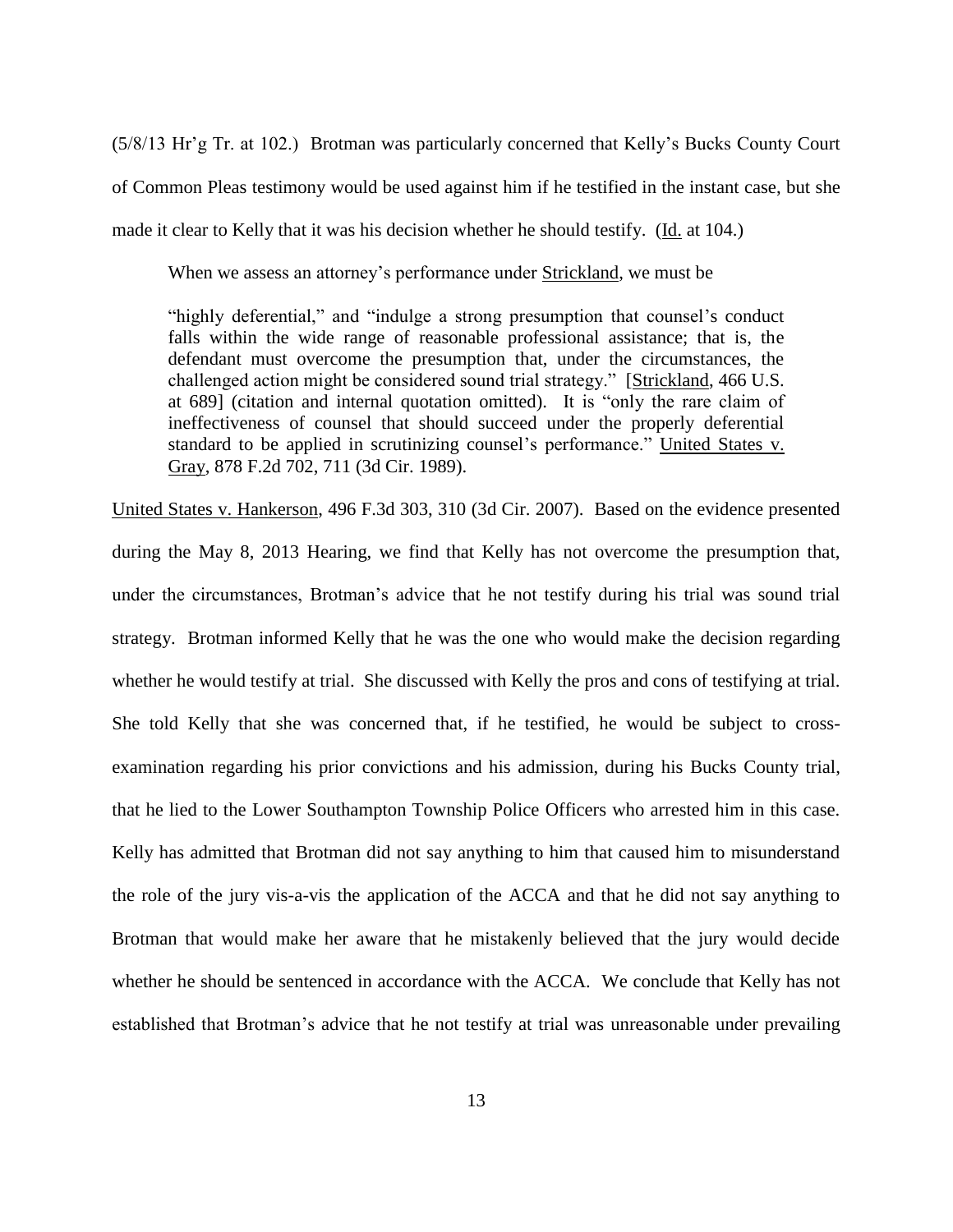(5/8/13 Hr'g Tr. at 102.) Brotman was particularly concerned that Kelly's Bucks County Court of Common Pleas testimony would be used against him if he testified in the instant case, but she made it clear to Kelly that it was his decision whether he should testify. (Id. at 104.)

When we assess an attorney's performance under Strickland, we must be

> "highly deferential," and "indulge a strong presumption that counsel's conduct falls within the wide range of reasonable professional assistance; that is, the defendant must overcome the presumption that, under the circumstances, the challenged action might be considered sound trial strategy." [Strickland, 466 U.S. at 689] (citation and internal quotation omitted). It is "only the rare claim of ineffectiveness of counsel that should succeed under the properly deferential standard to be applied in scrutinizing counsel's performance." United States v. Gray, 878 F.2d 702, 711 (3d Cir. 1989).

United States v. Hankerson, 496 F.3d 303, 310 (3d Cir. 2007). Based on the evidence presented during the May 8, 2013 Hearing, we find that Kelly has not overcome the presumption that, under the circumstances, Brotman's advice that he not testify during his trial was sound trial strategy. Brotman informed Kelly that he was the one who would make the decision regarding whether he would testify at trial. She discussed with Kelly the pros and cons of testifying at trial. She told Kelly that she was concerned that, if he testified, he would be subject to cross-examination regarding his prior convictions and his admission, during his Bucks County trial, that he lied to the Lower Southampton Township Police Officers who arrested him in this case. Kelly has admitted that Brotman did not say anything to him that caused him to misunderstand the role of the jury vis-a-vis the application of the ACCA and that he did not say anything to Brotman that would make her aware that he mistakenly believed that the jury would decide whether he should be sentenced in accordance with the ACCA. We conclude that Kelly has not established that Brotman's advice that he not testify at trial was unreasonable under prevailing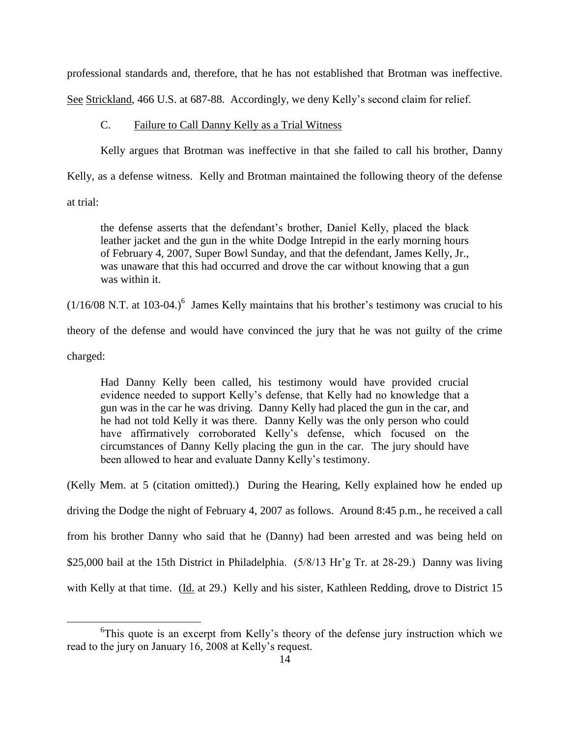professional standards and, therefore, that he has not established that Brotman was ineffective. See Strickland, 466 U.S. at 687-88. Accordingly, we deny Kelly's second claim for relief.

### C. Failure to Call Danny Kelly as a Trial Witness

Kelly argues that Brotman was ineffective in that she failed to call his brother, Danny Kelly, as a defense witness. Kelly and Brotman maintained the following theory of the defense at trial:

> the defense asserts that the defendant's brother, Daniel Kelly, placed the black leather jacket and the gun in the white Dodge Intrepid in the early morning hours of February 4, 2007, Super Bowl Sunday, and that the defendant, James Kelly, Jr., was unaware that this had occurred and drove the car without knowing that a gun was within it.

(1/16/08 N.T. at 103-04.)[6] James Kelly maintains that his brother's testimony was crucial to his theory of the defense and would have convinced the jury that he was not guilty of the crime charged:

> Had Danny Kelly been called, his testimony would have provided crucial evidence needed to support Kelly's defense, that Kelly had no knowledge that a gun was in the car he was driving. Danny Kelly had placed the gun in the car, and he had not told Kelly it was there. Danny Kelly was the only person who could have affirmatively corroborated Kelly's defense, which focused on the circumstances of Danny Kelly placing the gun in the car. The jury should have been allowed to hear and evaluate Danny Kelly's testimony.

(Kelly Mem. at 5 (citation omitted).) During the Hearing, Kelly explained how he ended up driving the Dodge the night of February 4, 2007 as follows. Around 8:45 p.m., he received a call from his brother Danny who said that he (Danny) had been arrested and was being held on $25,000 bail at the 15th District in Philadelphia. (5/8/13 Hr'g Tr. at 28-29.) Danny was living with Kelly at that time. (Id. at 29.) Kelly and his sister, Kathleen Redding, drove to District 15

---

[6] This quote is an excerpt from Kelly's theory of the defense jury instruction which we read to the jury on January 16, 2008 at Kelly's request.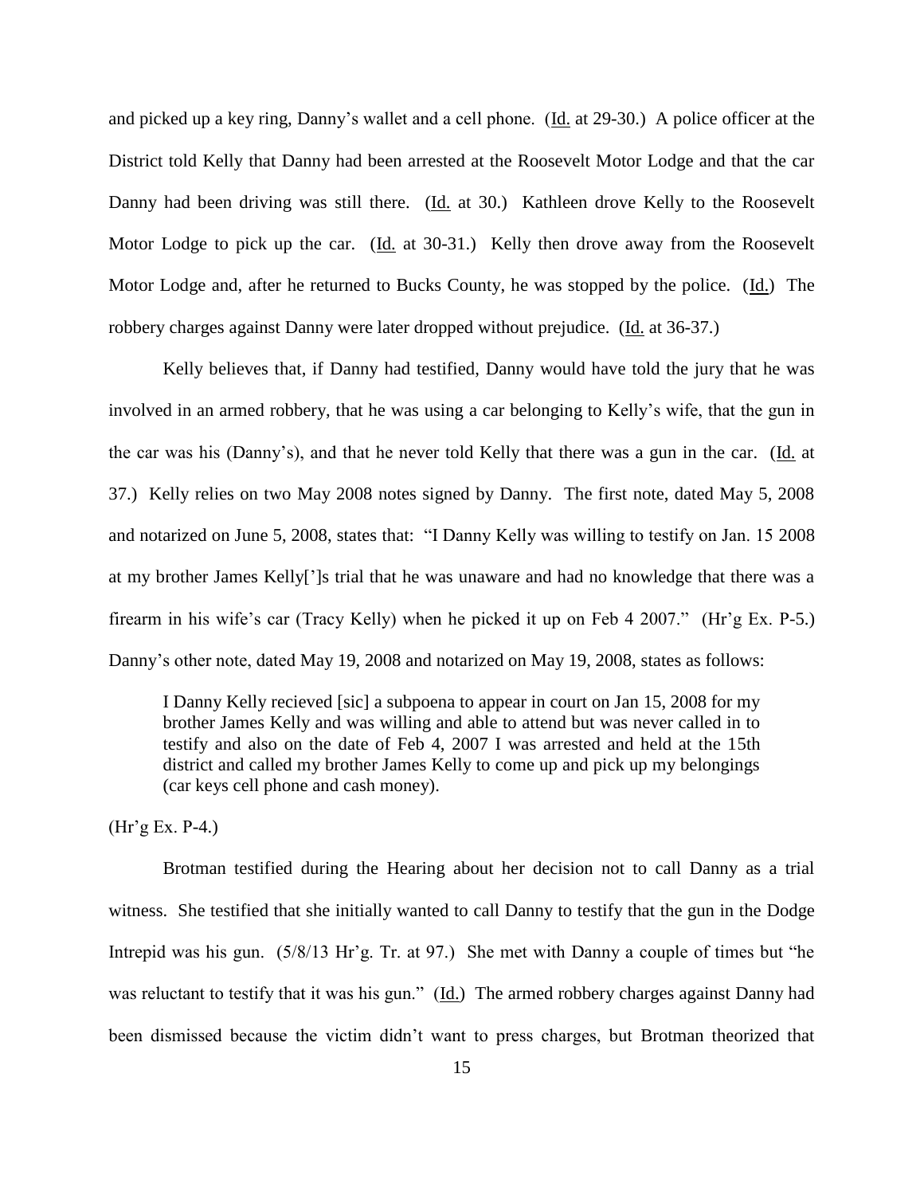and picked up a key ring, Danny's wallet and a cell phone. (Id. at 29-30.) A police officer at the District told Kelly that Danny had been arrested at the Roosevelt Motor Lodge and that the car Danny had been driving was still there. (Id. at 30.) Kathleen drove Kelly to the Roosevelt Motor Lodge to pick up the car. (Id. at 30-31.) Kelly then drove away from the Roosevelt Motor Lodge and, after he returned to Bucks County, he was stopped by the police. (Id.) The robbery charges against Danny were later dropped without prejudice. (Id. at 36-37.)

Kelly believes that, if Danny had testified, Danny would have told the jury that he was involved in an armed robbery, that he was using a car belonging to Kelly's wife, that the gun in the car was his (Danny's), and that he never told Kelly that there was a gun in the car. (Id. at 37.) Kelly relies on two May 2008 notes signed by Danny. The first note, dated May 5, 2008 and notarized on June 5, 2008, states that: "I Danny Kelly was willing to testify on Jan. 15 2008 at my brother James Kelly[']s trial that he was unaware and had no knowledge that there was a firearm in his wife's car (Tracy Kelly) when he picked it up on Feb 4 2007." (Hr'g Ex. P-5.) Danny's other note, dated May 19, 2008 and notarized on May 19, 2008, states as follows:

> I Danny Kelly recieved [sic] a subpoena to appear in court on Jan 15, 2008 for my brother James Kelly and was willing and able to attend but was never called in to testify and also on the date of Feb 4, 2007 I was arrested and held at the 15th district and called my brother James Kelly to come up and pick up my belongings (car keys cell phone and cash money).

(Hr'g Ex. P-4.)

Brotman testified during the Hearing about her decision not to call Danny as a trial witness. She testified that she initially wanted to call Danny to testify that the gun in the Dodge Intrepid was his gun. (5/8/13 Hr'g. Tr. at 97.) She met with Danny a couple of times but "he was reluctant to testify that it was his gun." (Id.) The armed robbery charges against Danny had been dismissed because the victim didn't want to press charges, but Brotman theorized that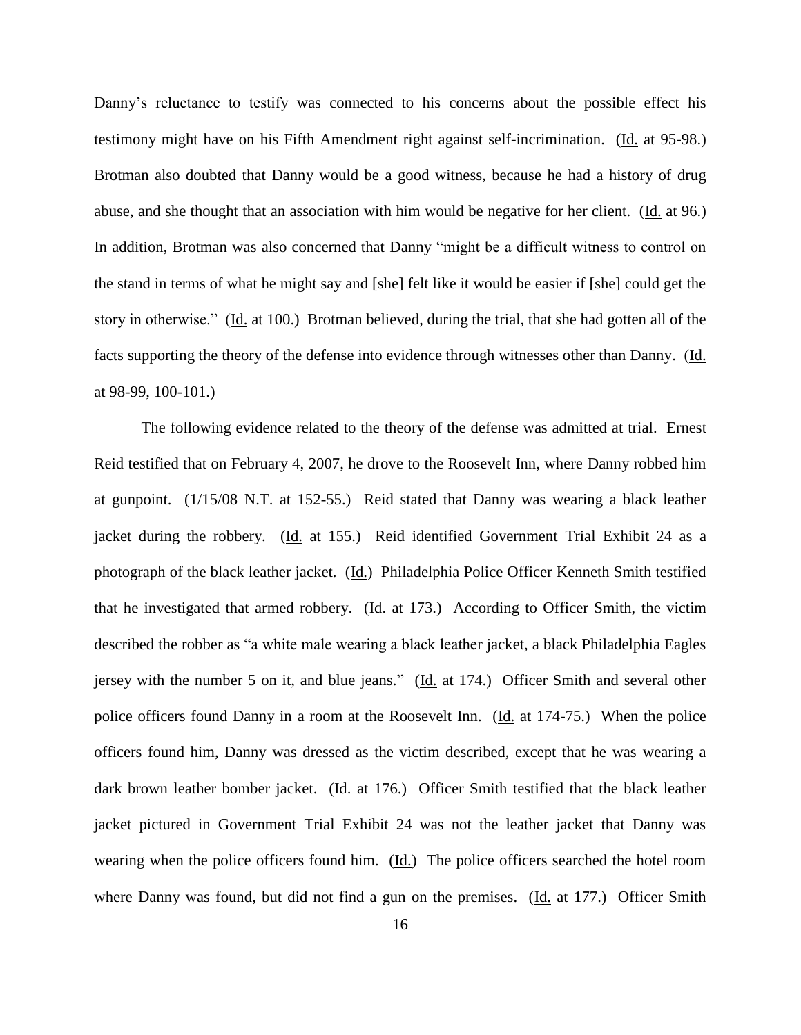Danny's reluctance to testify was connected to his concerns about the possible effect his testimony might have on his Fifth Amendment right against self-incrimination. (Id. at 95-98.) Brotman also doubted that Danny would be a good witness, because he had a history of drug abuse, and she thought that an association with him would be negative for her client. (Id. at 96.) In addition, Brotman was also concerned that Danny "might be a difficult witness to control on the stand in terms of what he might say and [she] felt like it would be easier if [she] could get the story in otherwise." (Id. at 100.) Brotman believed, during the trial, that she had gotten all of the facts supporting the theory of the defense into evidence through witnesses other than Danny. (Id. at 98-99, 100-101.)

The following evidence related to the theory of the defense was admitted at trial. Ernest Reid testified that on February 4, 2007, he drove to the Roosevelt Inn, where Danny robbed him at gunpoint. (1/15/08 N.T. at 152-55.) Reid stated that Danny was wearing a black leather jacket during the robbery. (Id. at 155.) Reid identified Government Trial Exhibit 24 as a photograph of the black leather jacket. (Id.) Philadelphia Police Officer Kenneth Smith testified that he investigated that armed robbery. (Id. at 173.) According to Officer Smith, the victim described the robber as "a white male wearing a black leather jacket, a black Philadelphia Eagles jersey with the number 5 on it, and blue jeans." (Id. at 174.) Officer Smith and several other police officers found Danny in a room at the Roosevelt Inn. (Id. at 174-75.) When the police officers found him, Danny was dressed as the victim described, except that he was wearing a dark brown leather bomber jacket. (Id. at 176.) Officer Smith testified that the black leather jacket pictured in Government Trial Exhibit 24 was not the leather jacket that Danny was wearing when the police officers found him. (Id.) The police officers searched the hotel room where Danny was found, but did not find a gun on the premises. (Id. at 177.) Officer Smith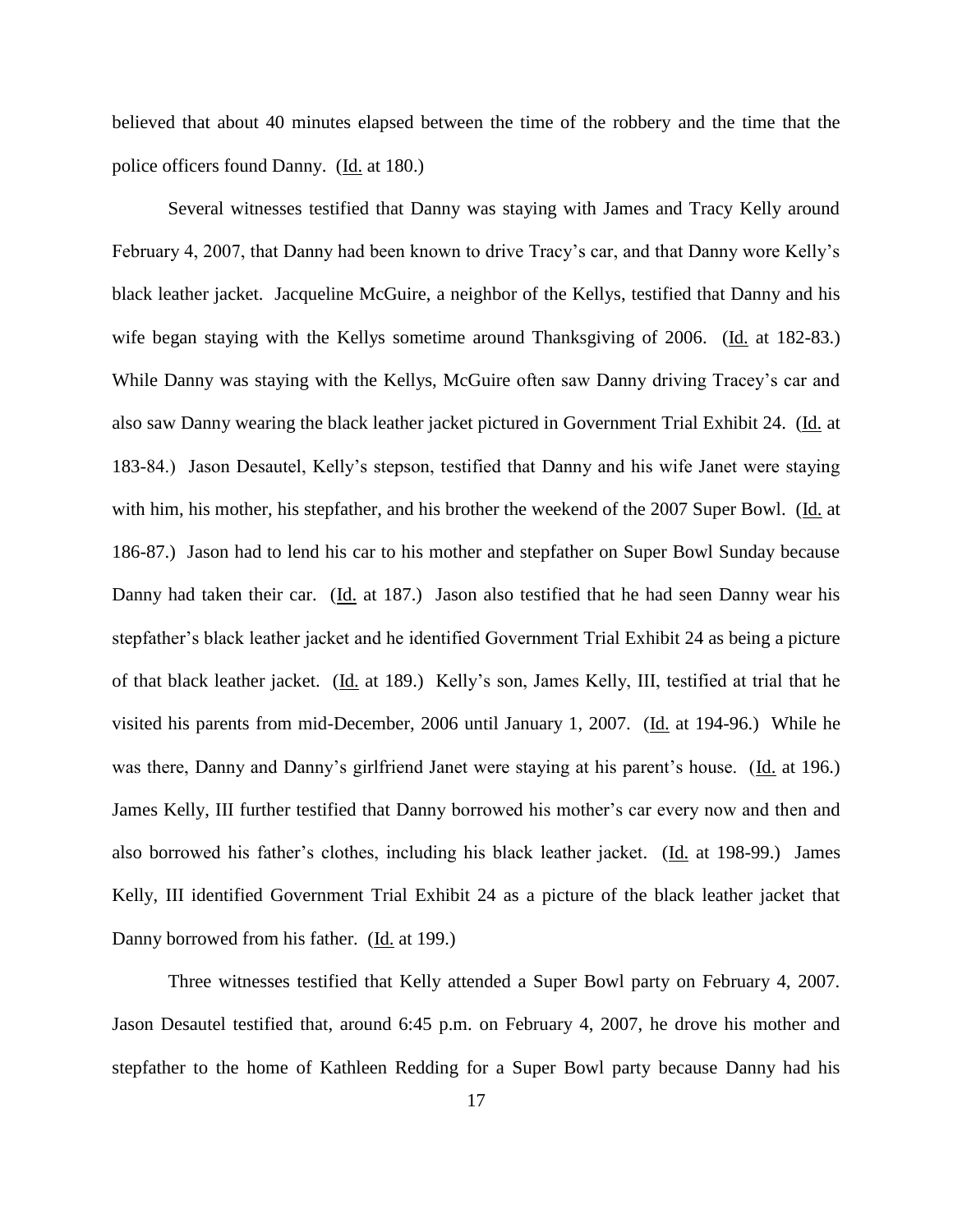believed that about 40 minutes elapsed between the time of the robbery and the time that the police officers found Danny. (Id. at 180.)

Several witnesses testified that Danny was staying with James and Tracy Kelly around February 4, 2007, that Danny had been known to drive Tracy's car, and that Danny wore Kelly's black leather jacket. Jacqueline McGuire, a neighbor of the Kellys, testified that Danny and his wife began staying with the Kellys sometime around Thanksgiving of 2006. (Id. at 182-83.) While Danny was staying with the Kellys, McGuire often saw Danny driving Tracey's car and also saw Danny wearing the black leather jacket pictured in Government Trial Exhibit 24. (Id. at 183-84.) Jason Desautel, Kelly's stepson, testified that Danny and his wife Janet were staying with him, his mother, his stepfather, and his brother the weekend of the 2007 Super Bowl. (Id. at 186-87.) Jason had to lend his car to his mother and stepfather on Super Bowl Sunday because Danny had taken their car. (Id. at 187.) Jason also testified that he had seen Danny wear his stepfather's black leather jacket and he identified Government Trial Exhibit 24 as being a picture of that black leather jacket. (Id. at 189.) Kelly's son, James Kelly, III, testified at trial that he visited his parents from mid-December, 2006 until January 1, 2007. (Id. at 194-96.) While he was there, Danny and Danny's girlfriend Janet were staying at his parent's house. (Id. at 196.) James Kelly, III further testified that Danny borrowed his mother's car every now and then and also borrowed his father's clothes, including his black leather jacket. (Id. at 198-99.) James Kelly, III identified Government Trial Exhibit 24 as a picture of the black leather jacket that Danny borrowed from his father. (Id. at 199.)

Three witnesses testified that Kelly attended a Super Bowl party on February 4, 2007. Jason Desautel testified that, around 6:45 p.m. on February 4, 2007, he drove his mother and stepfather to the home of Kathleen Redding for a Super Bowl party because Danny had his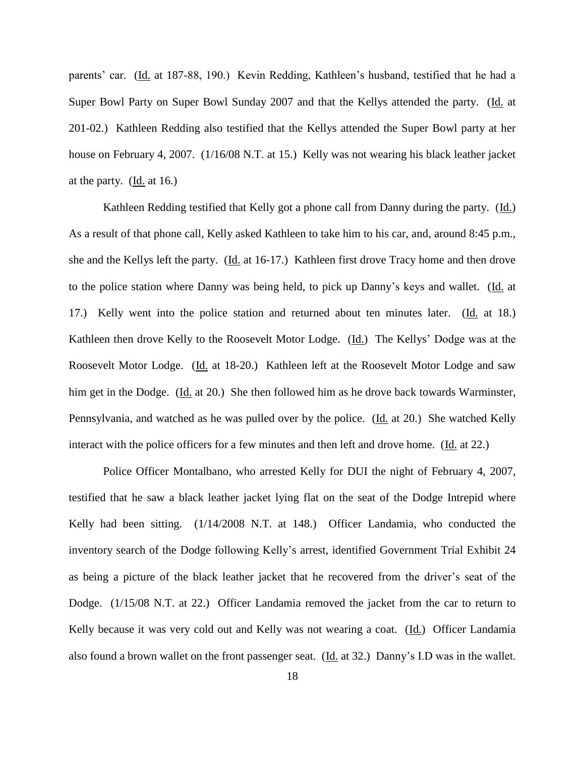parents' car. (Id. at 187-88, 190.) Kevin Redding, Kathleen's husband, testified that he had a Super Bowl Party on Super Bowl Sunday 2007 and that the Kellys attended the party. (Id. at 201-02.) Kathleen Redding also testified that the Kellys attended the Super Bowl party at her house on February 4, 2007. (1/16/08 N.T. at 15.) Kelly was not wearing his black leather jacket at the party. (Id. at 16.)

Kathleen Redding testified that Kelly got a phone call from Danny during the party. (Id.) As a result of that phone call, Kelly asked Kathleen to take him to his car, and, around 8:45 p.m., she and the Kellys left the party. (Id. at 16-17.) Kathleen first drove Tracy home and then drove to the police station where Danny was being held, to pick up Danny's keys and wallet. (Id. at 17.) Kelly went into the police station and returned about ten minutes later. (Id. at 18.) Kathleen then drove Kelly to the Roosevelt Motor Lodge. (Id.) The Kellys' Dodge was at the Roosevelt Motor Lodge. (Id. at 18-20.) Kathleen left at the Roosevelt Motor Lodge and saw him get in the Dodge. (Id. at 20.) She then followed him as he drove back towards Warminster, Pennsylvania, and watched as he was pulled over by the police. (Id. at 20.) She watched Kelly interact with the police officers for a few minutes and then left and drove home. (Id. at 22.)

Police Officer Montalbano, who arrested Kelly for DUI the night of February 4, 2007, testified that he saw a black leather jacket lying flat on the seat of the Dodge Intrepid where Kelly had been sitting. (1/14/2008 N.T. at 148.) Officer Landamia, who conducted the inventory search of the Dodge following Kelly's arrest, identified Government Trial Exhibit 24 as being a picture of the black leather jacket that he recovered from the driver's seat of the Dodge. (1/15/08 N.T. at 22.) Officer Landamia removed the jacket from the car to return to Kelly because it was very cold out and Kelly was not wearing a coat. (Id.) Officer Landamia also found a brown wallet on the front passenger seat. (Id. at 32.) Danny's I.D was in the wallet.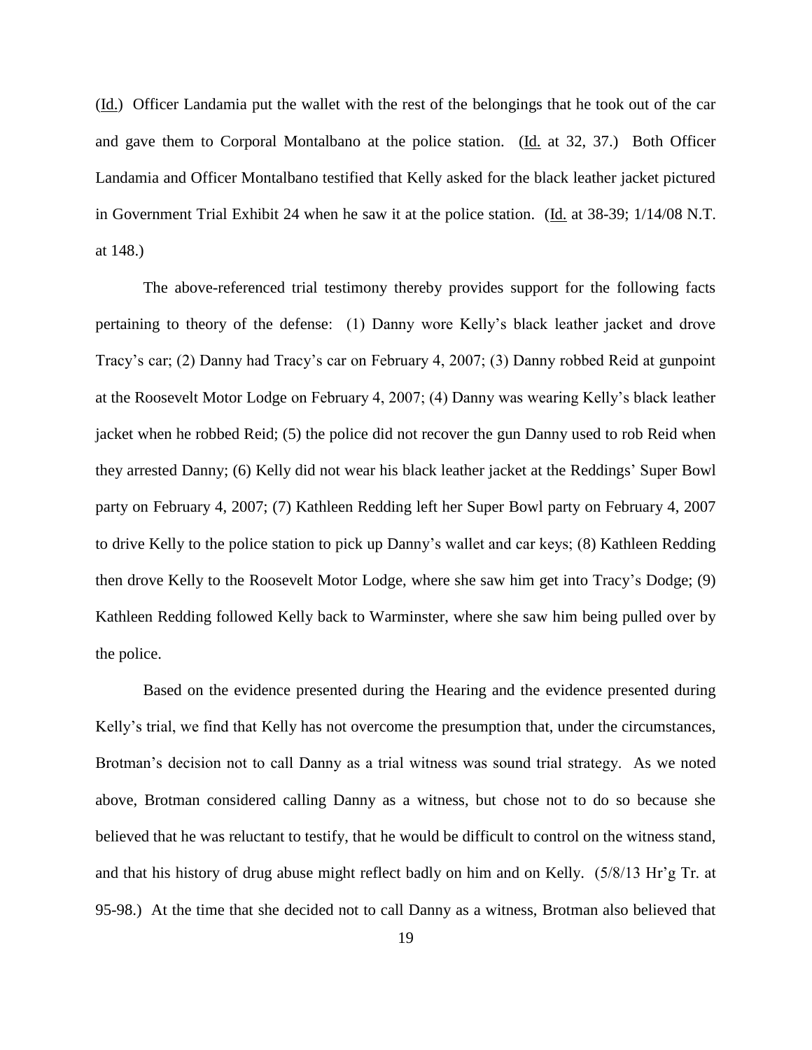(Id.) Officer Landamia put the wallet with the rest of the belongings that he took out of the car and gave them to Corporal Montalbano at the police station. (Id. at 32, 37.) Both Officer Landamia and Officer Montalbano testified that Kelly asked for the black leather jacket pictured in Government Trial Exhibit 24 when he saw it at the police station. (Id. at 38-39; 1/14/08 N.T. at 148.)

The above-referenced trial testimony thereby provides support for the following facts pertaining to theory of the defense: (1) Danny wore Kelly's black leather jacket and drove Tracy's car; (2) Danny had Tracy's car on February 4, 2007; (3) Danny robbed Reid at gunpoint at the Roosevelt Motor Lodge on February 4, 2007; (4) Danny was wearing Kelly's black leather jacket when he robbed Reid; (5) the police did not recover the gun Danny used to rob Reid when they arrested Danny; (6) Kelly did not wear his black leather jacket at the Reddings' Super Bowl party on February 4, 2007; (7) Kathleen Redding left her Super Bowl party on February 4, 2007 to drive Kelly to the police station to pick up Danny's wallet and car keys; (8) Kathleen Redding then drove Kelly to the Roosevelt Motor Lodge, where she saw him get into Tracy's Dodge; (9) Kathleen Redding followed Kelly back to Warminster, where she saw him being pulled over by the police.

Based on the evidence presented during the Hearing and the evidence presented during Kelly's trial, we find that Kelly has not overcome the presumption that, under the circumstances, Brotman's decision not to call Danny as a trial witness was sound trial strategy. As we noted above, Brotman considered calling Danny as a witness, but chose not to do so because she believed that he was reluctant to testify, that he would be difficult to control on the witness stand, and that his history of drug abuse might reflect badly on him and on Kelly. (5/8/13 Hr'g Tr. at 95-98.) At the time that she decided not to call Danny as a witness, Brotman also believed that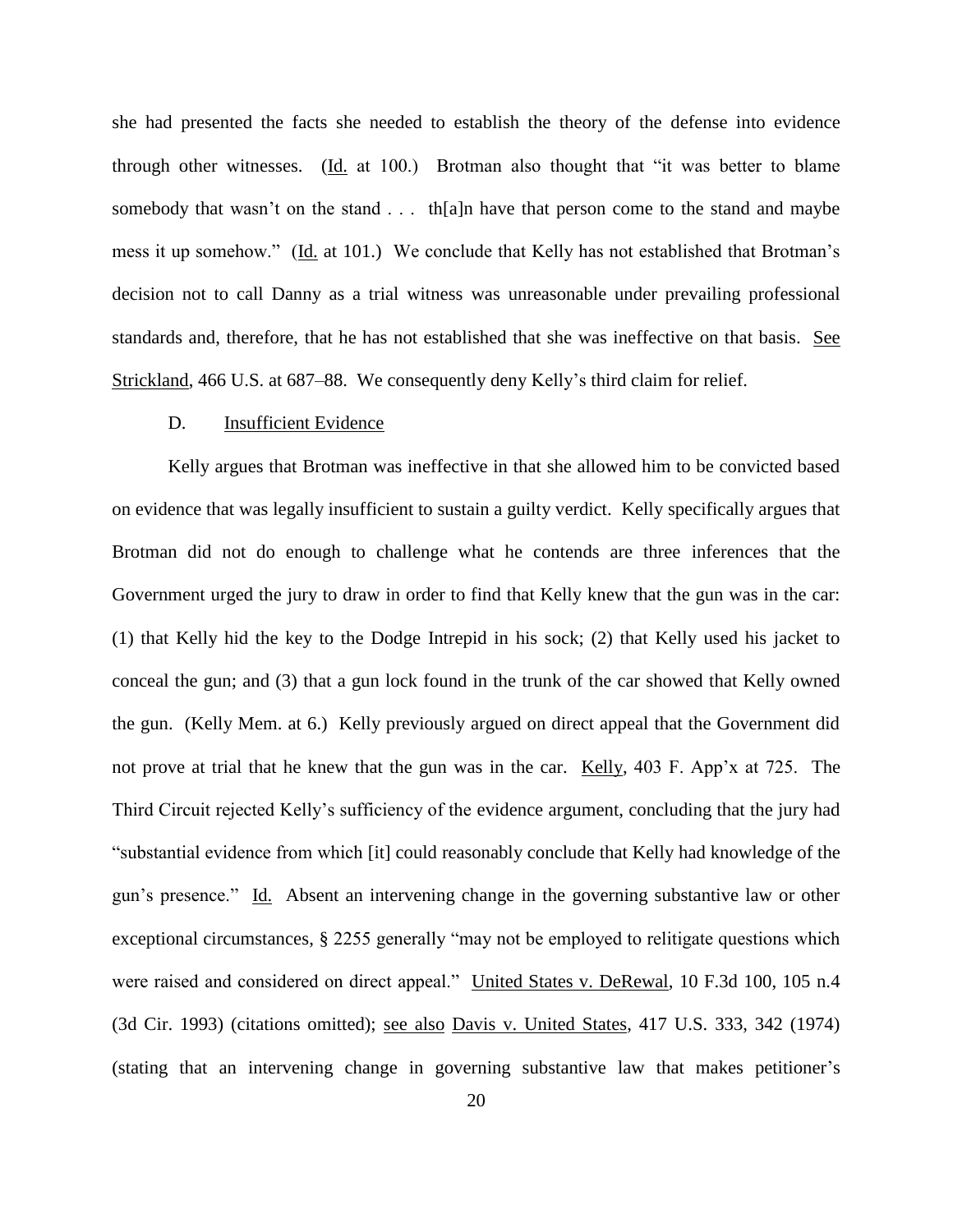she had presented the facts she needed to establish the theory of the defense into evidence through other witnesses. (Id. at 100.) Brotman also thought that "it was better to blame somebody that wasn't on the stand . . . th[a]n have that person come to the stand and maybe mess it up somehow." (Id. at 101.) We conclude that Kelly has not established that Brotman's decision not to call Danny as a trial witness was unreasonable under prevailing professional standards and, therefore, that he has not established that she was ineffective on that basis. See Strickland, 466 U.S. at 687–88. We consequently deny Kelly's third claim for relief.

### D. Insufficient Evidence

Kelly argues that Brotman was ineffective in that she allowed him to be convicted based on evidence that was legally insufficient to sustain a guilty verdict. Kelly specifically argues that Brotman did not do enough to challenge what he contends are three inferences that the Government urged the jury to draw in order to find that Kelly knew that the gun was in the car: (1) that Kelly hid the key to the Dodge Intrepid in his sock; (2) that Kelly used his jacket to conceal the gun; and (3) that a gun lock found in the trunk of the car showed that Kelly owned the gun. (Kelly Mem. at 6.) Kelly previously argued on direct appeal that the Government did not prove at trial that he knew that the gun was in the car. Kelly, 403 F. App'x at 725. The Third Circuit rejected Kelly's sufficiency of the evidence argument, concluding that the jury had "substantial evidence from which [it] could reasonably conclude that Kelly had knowledge of the gun's presence." Id. Absent an intervening change in the governing substantive law or other exceptional circumstances, § 2255 generally "may not be employed to relitigate questions which were raised and considered on direct appeal." United States v. DeRewal, 10 F.3d 100, 105 n.4 (3d Cir. 1993) (citations omitted); see also Davis v. United States, 417 U.S. 333, 342 (1974) (stating that an intervening change in governing substantive law that makes petitioner's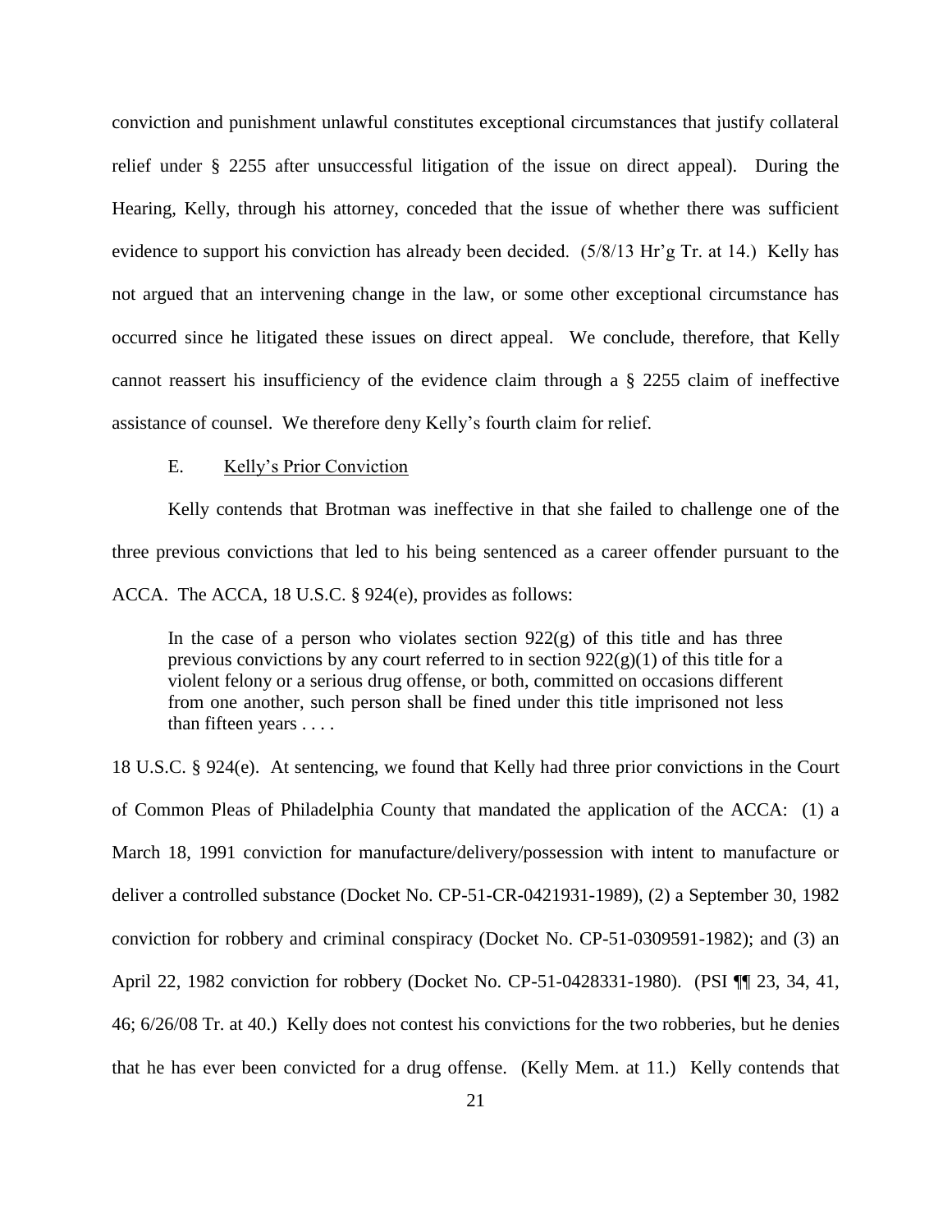conviction and punishment unlawful constitutes exceptional circumstances that justify collateral relief under § 2255 after unsuccessful litigation of the issue on direct appeal). During the Hearing, Kelly, through his attorney, conceded that the issue of whether there was sufficient evidence to support his conviction has already been decided. (5/8/13 Hr'g Tr. at 14.) Kelly has not argued that an intervening change in the law, or some other exceptional circumstance has occurred since he litigated these issues on direct appeal. We conclude, therefore, that Kelly cannot reassert his insufficiency of the evidence claim through a § 2255 claim of ineffective assistance of counsel. We therefore deny Kelly's fourth claim for relief.

### E. <u>Kelly's Prior Conviction</u>

Kelly contends that Brotman was ineffective in that she failed to challenge one of the three previous convictions that led to his being sentenced as a career offender pursuant to the ACCA. The ACCA, 18 U.S.C. § 924(e), provides as follows:

> In the case of a person who violates section 922(g) of this title and has three previous convictions by any court referred to in section 922(g)(1) of this title for a violent felony or a serious drug offense, or both, committed on occasions different from one another, such person shall be fined under this title imprisoned not less than fifteen years . . . .

18 U.S.C. § 924(e). At sentencing, we found that Kelly had three prior convictions in the Court of Common Pleas of Philadelphia County that mandated the application of the ACCA: (1) a March 18, 1991 conviction for manufacture/delivery/possession with intent to manufacture or deliver a controlled substance (Docket No. CP-51-CR-0421931-1989), (2) a September 30, 1982 conviction for robbery and criminal conspiracy (Docket No. CP-51-0309591-1982); and (3) an April 22, 1982 conviction for robbery (Docket No. CP-51-0428331-1980). (PSI ¶¶ 23, 34, 41, 46; 6/26/08 Tr. at 40.) Kelly does not contest his convictions for the two robberies, but he denies that he has ever been convicted for a drug offense. (Kelly Mem. at 11.) Kelly contends that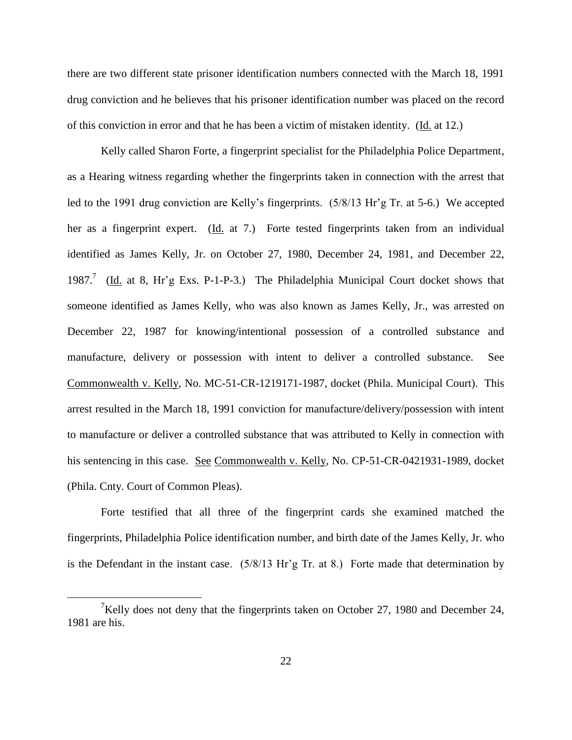there are two different state prisoner identification numbers connected with the March 18, 1991 drug conviction and he believes that his prisoner identification number was placed on the record of this conviction in error and that he has been a victim of mistaken identity. (Id. at 12.)

Kelly called Sharon Forte, a fingerprint specialist for the Philadelphia Police Department, as a Hearing witness regarding whether the fingerprints taken in connection with the arrest that led to the 1991 drug conviction are Kelly's fingerprints. (5/8/13 Hr'g Tr. at 5-6.) We accepted her as a fingerprint expert. (Id. at 7.) Forte tested fingerprints taken from an individual identified as James Kelly, Jr. on October 27, 1980, December 24, 1981, and December 22, 1987.[7] (Id. at 8, Hr'g Exs. P-1-P-3.) The Philadelphia Municipal Court docket shows that someone identified as James Kelly, who was also known as James Kelly, Jr., was arrested on December 22, 1987 for knowing/intentional possession of a controlled substance and manufacture, delivery or possession with intent to deliver a controlled substance. See Commonwealth v. Kelly, No. MC-51-CR-1219171-1987, docket (Phila. Municipal Court). This arrest resulted in the March 18, 1991 conviction for manufacture/delivery/possession with intent to manufacture or deliver a controlled substance that was attributed to Kelly in connection with his sentencing in this case. See Commonwealth v. Kelly, No. CP-51-CR-0421931-1989, docket (Phila. Cnty. Court of Common Pleas).

Forte testified that all three of the fingerprint cards she examined matched the fingerprints, Philadelphia Police identification number, and birth date of the James Kelly, Jr. who is the Defendant in the instant case. (5/8/13 Hr'g Tr. at 8.) Forte made that determination by

---

[7] Kelly does not deny that the fingerprints taken on October 27, 1980 and December 24, 1981 are his.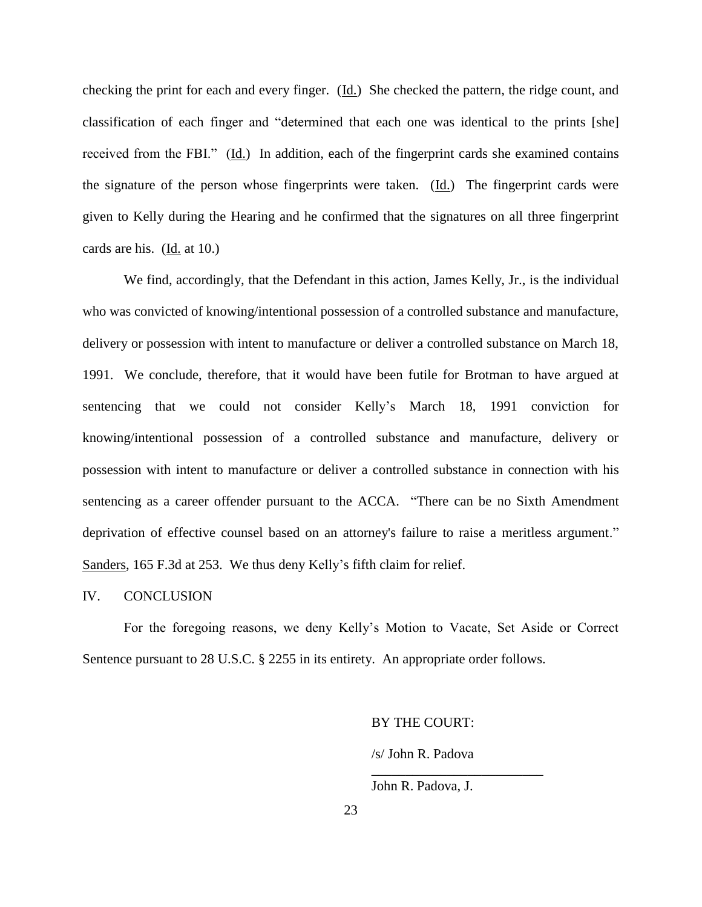checking the print for each and every finger. (Id.) She checked the pattern, the ridge count, and classification of each finger and "determined that each one was identical to the prints [she] received from the FBI." (Id.) In addition, each of the fingerprint cards she examined contains the signature of the person whose fingerprints were taken. (Id.) The fingerprint cards were given to Kelly during the Hearing and he confirmed that the signatures on all three fingerprint cards are his. (Id. at 10.)

We find, accordingly, that the Defendant in this action, James Kelly, Jr., is the individual who was convicted of knowing/intentional possession of a controlled substance and manufacture, delivery or possession with intent to manufacture or deliver a controlled substance on March 18, 1991. We conclude, therefore, that it would have been futile for Brotman to have argued at sentencing that we could not consider Kelly's March 18, 1991 conviction for knowing/intentional possession of a controlled substance and manufacture, delivery or possession with intent to manufacture or deliver a controlled substance in connection with his sentencing as a career offender pursuant to the ACCA. "There can be no Sixth Amendment deprivation of effective counsel based on an attorney's failure to raise a meritless argument." Sanders, 165 F.3d at 253. We thus deny Kelly's fifth claim for relief.

## IV. CONCLUSION

For the foregoing reasons, we deny Kelly's Motion to Vacate, Set Aside or Correct Sentence pursuant to 28 U.S.C. § 2255 in its entirety. An appropriate order follows.

BY THE COURT:

/s/ John R. Padova

John R. Padova, J.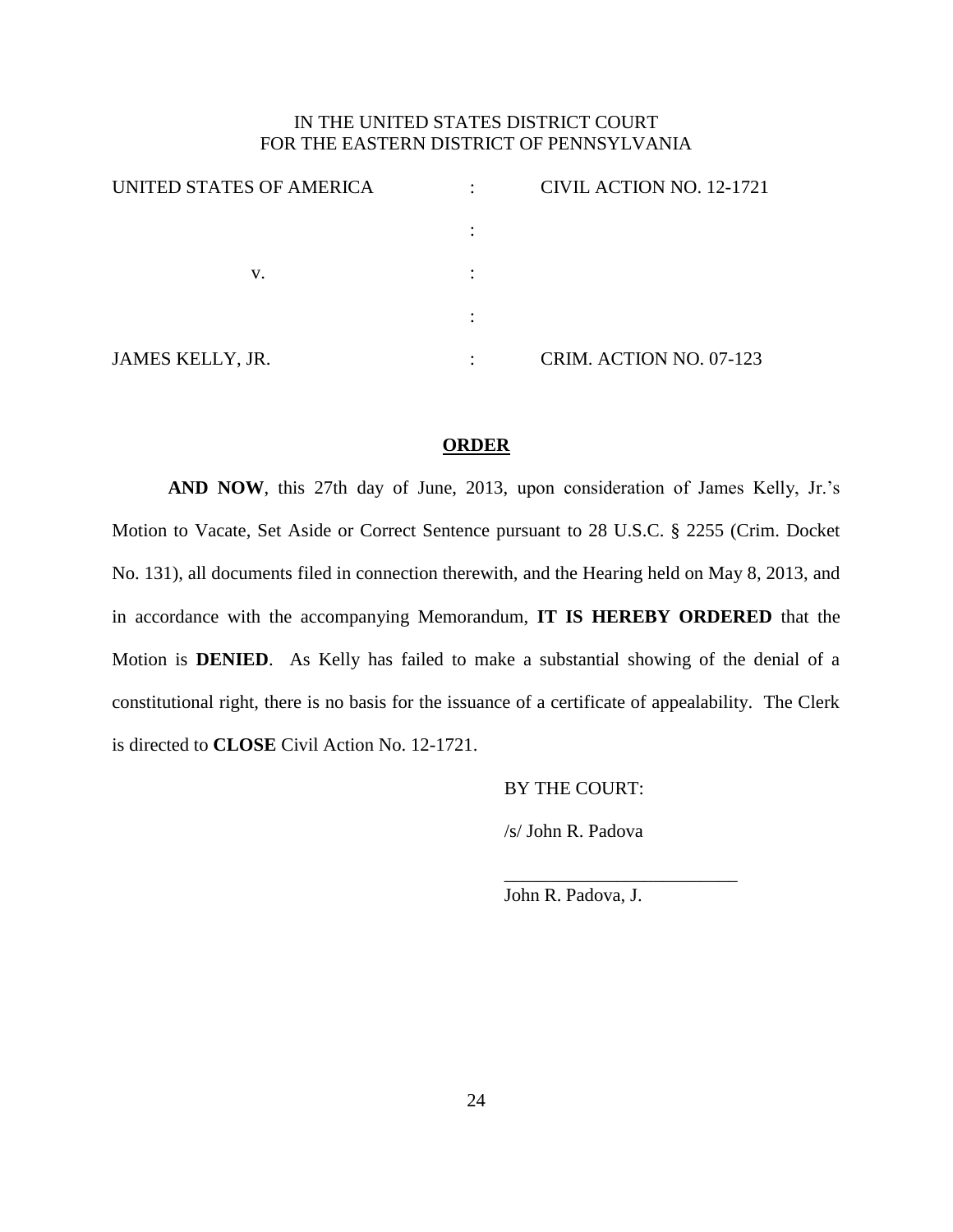IN THE UNITED STATES DISTRICT COURT
FOR THE EASTERN DISTRICT OF PENNSYLVANIA

| | | |
|---|---|---|
| UNITED STATES OF AMERICA | : | CIVIL ACTION NO. 12-1721 |
| | : | |
| v. | : | |
| | : | |
| JAMES KELLY, JR. | : | CRIM. ACTION NO. 07-123 |

**ORDER**

**AND NOW**, this 27th day of June, 2013, upon consideration of James Kelly, Jr.'s Motion to Vacate, Set Aside or Correct Sentence pursuant to 28 U.S.C. § 2255 (Crim. Docket No. 131), all documents filed in connection therewith, and the Hearing held on May 8, 2013, and in accordance with the accompanying Memorandum, **IT IS HEREBY ORDERED** that the Motion is **DENIED**. As Kelly has failed to make a substantial showing of the denial of a constitutional right, there is no basis for the issuance of a certificate of appealability. The Clerk is directed to **CLOSE** Civil Action No. 12-1721.

BY THE COURT:

/s/ John R. Padova

_________________________
John R. Padova, J.